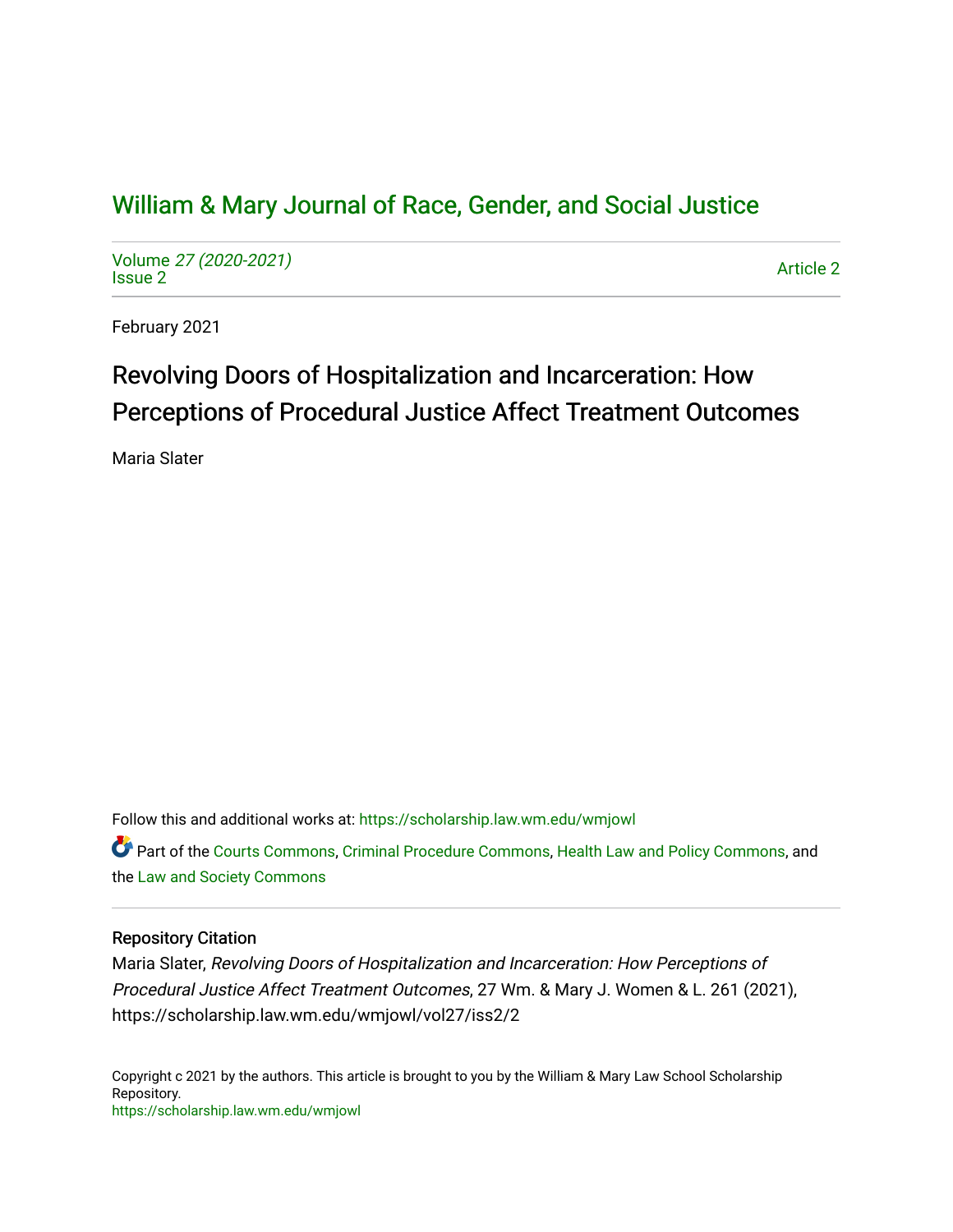# William & Mary Journal of Race, Gender, and Social Justice

Volume *27 (2020-2021)*
Issue 2

Article 2

February 2021

## Revolving Doors of Hospitalization and Incarceration: How Perceptions of Procedural Justice Affect Treatment Outcomes

Maria Slater

Follow this and additional works at: https://scholarship.law.wm.edu/wmjowl

Part of the Courts Commons, Criminal Procedure Commons, Health Law and Policy Commons, and the Law and Society Commons

### Repository Citation

Maria Slater, *Revolving Doors of Hospitalization and Incarceration: How Perceptions of Procedural Justice Affect Treatment Outcomes*, 27 Wm. & Mary J. Women & L. 261 (2021), https://scholarship.law.wm.edu/wmjowl/vol27/iss2/2

Copyright c 2021 by the authors. This article is brought to you by the William & Mary Law School Scholarship Repository.
https://scholarship.law.wm.edu/wmjowl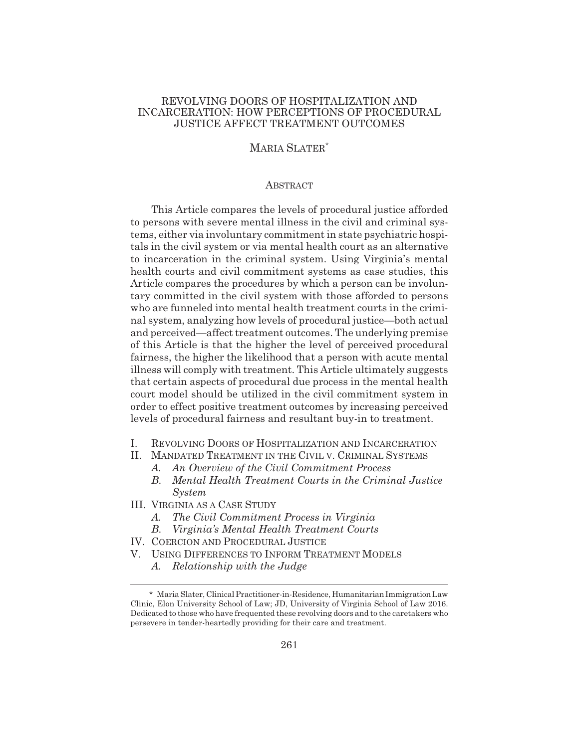# REVOLVING DOORS OF HOSPITALIZATION AND INCARCERATION: HOW PERCEPTIONS OF PROCEDURAL JUSTICE AFFECT TREATMENT OUTCOMES

MARIA SLATER*

## ABSTRACT

This Article compares the levels of procedural justice afforded to persons with severe mental illness in the civil and criminal systems, either via involuntary commitment in state psychiatric hospitals in the civil system or via mental health court as an alternative to incarceration in the criminal system. Using Virginia's mental health courts and civil commitment systems as case studies, this Article compares the procedures by which a person can be involuntary committed in the civil system with those afforded to persons who are funneled into mental health treatment courts in the criminal system, analyzing how levels of procedural justice—both actual and perceived—affect treatment outcomes. The underlying premise of this Article is that the higher the level of perceived procedural fairness, the higher the likelihood that a person with acute mental illness will comply with treatment. This Article ultimately suggests that certain aspects of procedural due process in the mental health court model should be utilized in the civil commitment system in order to effect positive treatment outcomes by increasing perceived levels of procedural fairness and resultant buy-in to treatment.

I. REVOLVING DOORS OF HOSPITALIZATION AND INCARCERATION
II. MANDATED TREATMENT IN THE CIVIL V. CRIMINAL SYSTEMS
    - *A. An Overview of the Civil Commitment Process*
    - *B. Mental Health Treatment Courts in the Criminal Justice System*
III. VIRGINIA AS A CASE STUDY
    - *A. The Civil Commitment Process in Virginia*
    - *B. Virginia's Mental Health Treatment Courts*
IV. COERCION AND PROCEDURAL JUSTICE
V. USING DIFFERENCES TO INFORM TREATMENT MODELS
    - *A. Relationship with the Judge*

---

\* Maria Slater, Clinical Practitioner-in-Residence, Humanitarian Immigration Law Clinic, Elon University School of Law; JD, University of Virginia School of Law 2016. Dedicated to those who have frequented these revolving doors and to the caretakers who persevere in tender-heartedly providing for their care and treatment.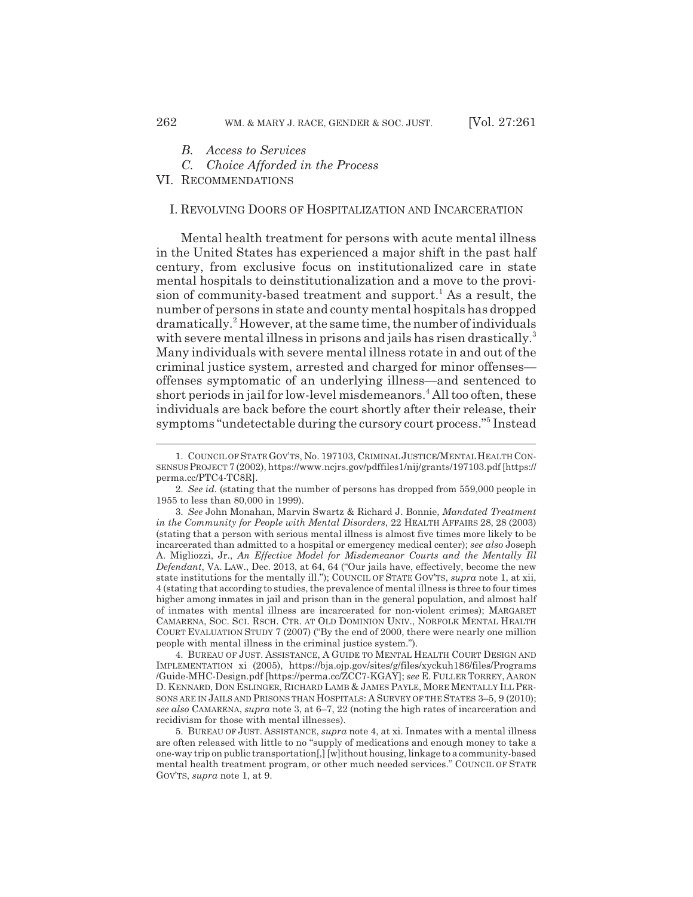*B. Access to Services*

*C. Choice Afforded in the Process*

VI. RECOMMENDATIONS

## I. REVOLVING DOORS OF HOSPITALIZATION AND INCARCERATION

Mental health treatment for persons with acute mental illness in the United States has experienced a major shift in the past half century, from exclusive focus on institutionalized care in state mental hospitals to deinstitutionalization and a move to the provision of community-based treatment and support.[1] As a result, the number of persons in state and county mental hospitals has dropped dramatically.[2] However, at the same time, the number of individuals with severe mental illness in prisons and jails has risen drastically.[3] Many individuals with severe mental illness rotate in and out of the criminal justice system, arrested and charged for minor offenses—offenses symptomatic of an underlying illness—and sentenced to short periods in jail for low-level misdemeanors.[4] All too often, these individuals are back before the court shortly after their release, their symptoms "undetectable during the cursory court process."[5] Instead

---

1. COUNCIL OF STATE GOV'TS, No. 197103, CRIMINAL JUSTICE/MENTAL HEALTH CONSENSUS PROJECT 7 (2002), https://www.ncjrs.gov/pdffiles1/nij/grants/197103.pdf [https://perma.cc/PTC4-TC8R].

2. *See id.* (stating that the number of persons has dropped from 559,000 people in 1955 to less than 80,000 in 1999).

3. *See* John Monahan, Marvin Swartz & Richard J. Bonnie, *Mandated Treatment in the Community for People with Mental Disorders*, 22 HEALTH AFFAIRS 28, 28 (2003) (stating that a person with serious mental illness is almost five times more likely to be incarcerated than admitted to a hospital or emergency medical center); *see also* Joseph A. Migliozzi, Jr., *An Effective Model for Misdemeanor Courts and the Mentally Ill Defendant*, VA. LAW., Dec. 2013, at 64, 64 ("Our jails have, effectively, become the new state institutions for the mentally ill."); COUNCIL OF STATE GOV'TS, *supra* note 1, at xii, 4 (stating that according to studies, the prevalence of mental illness is three to four times higher among inmates in jail and prison than in the general population, and almost half of inmates with mental illness are incarcerated for non-violent crimes); MARGARET CAMARENA, SOC. SCI. RSCH. CTR. AT OLD DOMINION UNIV., NORFOLK MENTAL HEALTH COURT EVALUATION STUDY 7 (2007) ("By the end of 2000, there were nearly one million people with mental illness in the criminal justice system.").

4. BUREAU OF JUST. ASSISTANCE, A GUIDE TO MENTAL HEALTH COURT DESIGN AND IMPLEMENTATION xi (2005), https://bja.ojp.gov/sites/g/files/xyckuh186/files/Programs/Guide-MHC-Design.pdf [https://perma.cc/ZCC7-KGAY]; *see* E. FULLER TORREY, AARON D. KENNARD, DON ESLINGER, RICHARD LAMB & JAMES PAYLE, MORE MENTALLY ILL PERSONS ARE IN JAILS AND PRISONS THAN HOSPITALS: A SURVEY OF THE STATES 3–5, 9 (2010); *see also* CAMARENA, *supra* note 3, at 6–7, 22 (noting the high rates of incarceration and recidivism for those with mental illnesses).

5. BUREAU OF JUST. ASSISTANCE, *supra* note 4, at xi. Inmates with a mental illness are often released with little to no "supply of medications and enough money to take a one-way trip on public transportation[,] [w]ithout housing, linkage to a community-based mental health treatment program, or other much needed services." COUNCIL OF STATE GOV'TS, *supra* note 1, at 9.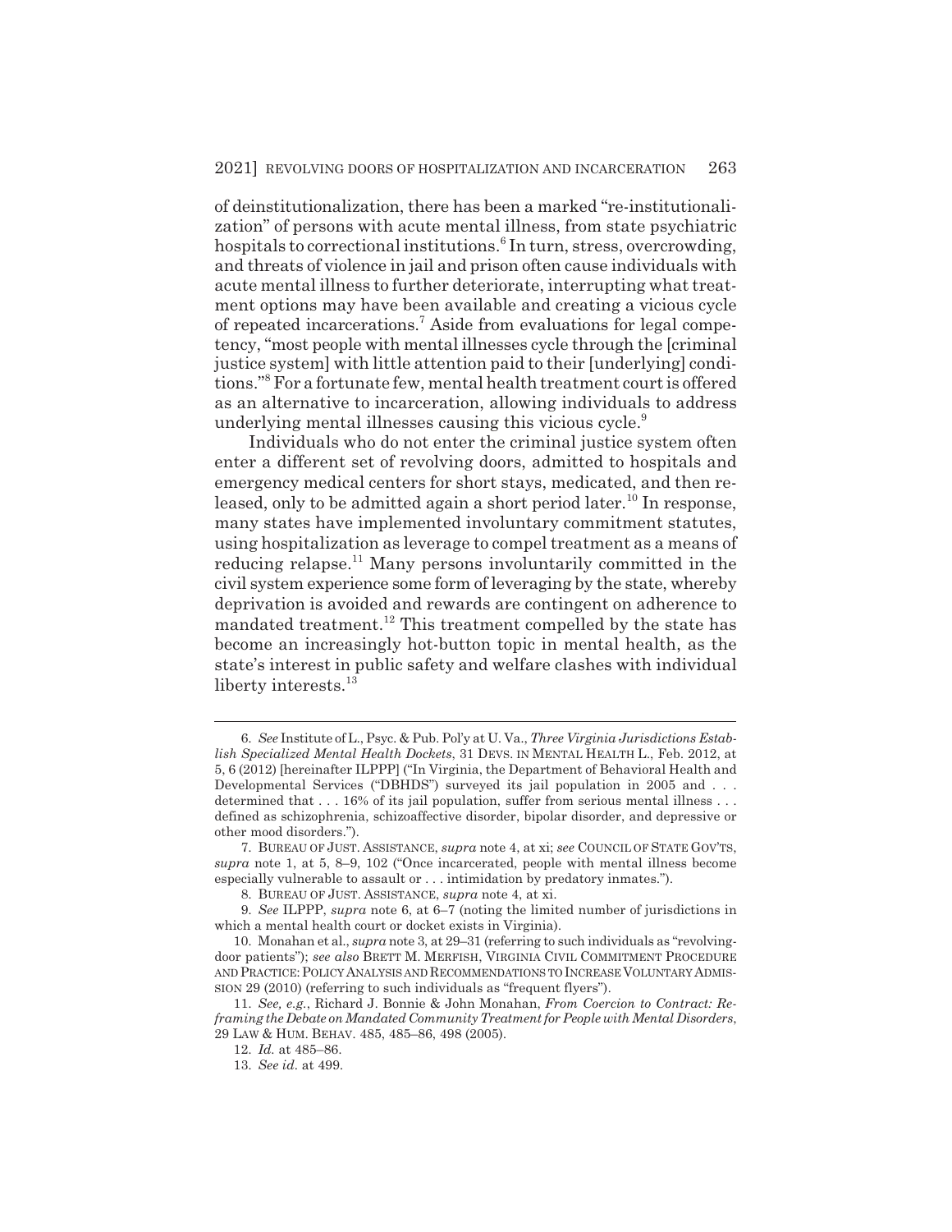of deinstitutionalization, there has been a marked "re-institutionalization" of persons with acute mental illness, from state psychiatric hospitals to correctional institutions.[6] In turn, stress, overcrowding, and threats of violence in jail and prison often cause individuals with acute mental illness to further deteriorate, interrupting what treatment options may have been available and creating a vicious cycle of repeated incarcerations.[7] Aside from evaluations for legal competency, "most people with mental illnesses cycle through the [criminal justice system] with little attention paid to their [underlying] conditions."[8] For a fortunate few, mental health treatment court is offered as an alternative to incarceration, allowing individuals to address underlying mental illnesses causing this vicious cycle.[9]

Individuals who do not enter the criminal justice system often enter a different set of revolving doors, admitted to hospitals and emergency medical centers for short stays, medicated, and then released, only to be admitted again a short period later.[10] In response, many states have implemented involuntary commitment statutes, using hospitalization as leverage to compel treatment as a means of reducing relapse.[11] Many persons involuntarily committed in the civil system experience some form of leveraging by the state, whereby deprivation is avoided and rewards are contingent on adherence to mandated treatment.[12] This treatment compelled by the state has become an increasingly hot-button topic in mental health, as the state's interest in public safety and welfare clashes with individual liberty interests.[13]

---

6. *See* Institute of L., Psyc. & Pub. Pol'y at U. Va., *Three Virginia Jurisdictions Establish Specialized Mental Health Dockets*, 31 DEVS. IN MENTAL HEALTH L., Feb. 2012, at 5, 6 (2012) [hereinafter ILPPP] ("In Virginia, the Department of Behavioral Health and Developmental Services ("DBHDS") surveyed its jail population in 2005 and . . . determined that . . . 16% of its jail population, suffer from serious mental illness . . . defined as schizophrenia, schizoaffective disorder, bipolar disorder, and depressive or other mood disorders.").

7. BUREAU OF JUST. ASSISTANCE, *supra* note 4, at xi; *see* COUNCIL OF STATE GOV'TS, *supra* note 1, at 5, 8–9, 102 ("Once incarcerated, people with mental illness become especially vulnerable to assault or . . . intimidation by predatory inmates.").

8. BUREAU OF JUST. ASSISTANCE, *supra* note 4, at xi.

9. *See* ILPPP, *supra* note 6, at 6–7 (noting the limited number of jurisdictions in which a mental health court or docket exists in Virginia).

10. Monahan et al., *supra* note 3, at 29–31 (referring to such individuals as "revolving-door patients"); *see also* BRETT M. MERFISH, VIRGINIA CIVIL COMMITMENT PROCEDURE AND PRACTICE: POLICY ANALYSIS AND RECOMMENDATIONS TO INCREASE VOLUNTARY ADMISSION 29 (2010) (referring to such individuals as "frequent flyers").

11. *See, e.g.*, Richard J. Bonnie & John Monahan, *From Coercion to Contract: Reframing the Debate on Mandated Community Treatment for People with Mental Disorders*, 29 LAW & HUM. BEHAV. 485, 485–86, 498 (2005).

12. *Id.* at 485–86.

13. *See id.* at 499.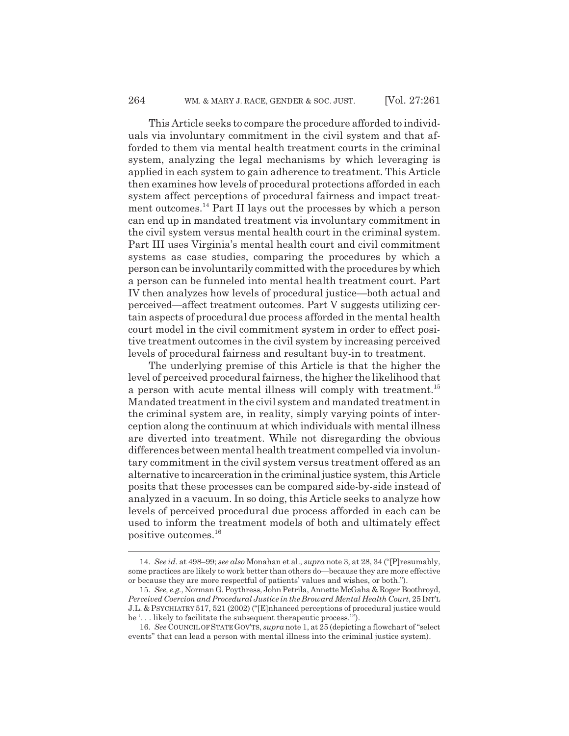This Article seeks to compare the procedure afforded to individuals via involuntary commitment in the civil system and that afforded to them via mental health treatment courts in the criminal system, analyzing the legal mechanisms by which leveraging is applied in each system to gain adherence to treatment. This Article then examines how levels of procedural protections afforded in each system affect perceptions of procedural fairness and impact treatment outcomes.[14] Part II lays out the processes by which a person can end up in mandated treatment via involuntary commitment in the civil system versus mental health court in the criminal system. Part III uses Virginia's mental health court and civil commitment systems as case studies, comparing the procedures by which a person can be involuntarily committed with the procedures by which a person can be funneled into mental health treatment court. Part IV then analyzes how levels of procedural justice—both actual and perceived—affect treatment outcomes. Part V suggests utilizing certain aspects of procedural due process afforded in the mental health court model in the civil commitment system in order to effect positive treatment outcomes in the civil system by increasing perceived levels of procedural fairness and resultant buy-in to treatment.

The underlying premise of this Article is that the higher the level of perceived procedural fairness, the higher the likelihood that a person with acute mental illness will comply with treatment.[15] Mandated treatment in the civil system and mandated treatment in the criminal system are, in reality, simply varying points of interception along the continuum at which individuals with mental illness are diverted into treatment. While not disregarding the obvious differences between mental health treatment compelled via involuntary commitment in the civil system versus treatment offered as an alternative to incarceration in the criminal justice system, this Article posits that these processes can be compared side-by-side instead of analyzed in a vacuum. In so doing, this Article seeks to analyze how levels of perceived procedural due process afforded in each can be used to inform the treatment models of both and ultimately effect positive outcomes.[16]

---

14. *See id.* at 498–99; *see also* Monahan et al., *supra* note 3, at 28, 34 ("[P]resumably, some practices are likely to work better than others do—because they are more effective or because they are more respectful of patients' values and wishes, or both.").

15. *See, e.g.*, Norman G. Poythress, John Petrila, Annette McGaha & Roger Boothroyd, *Perceived Coercion and Procedural Justice in the Broward Mental Health Court*, 25 INT'L J.L. & PSYCHIATRY 517, 521 (2002) ("[E]nhanced perceptions of procedural justice would be '. . . likely to facilitate the subsequent therapeutic process.'").

16. *See* COUNCIL OF STATE GOV'TS, *supra* note 1, at 25 (depicting a flowchart of "select events" that can lead a person with mental illness into the criminal justice system).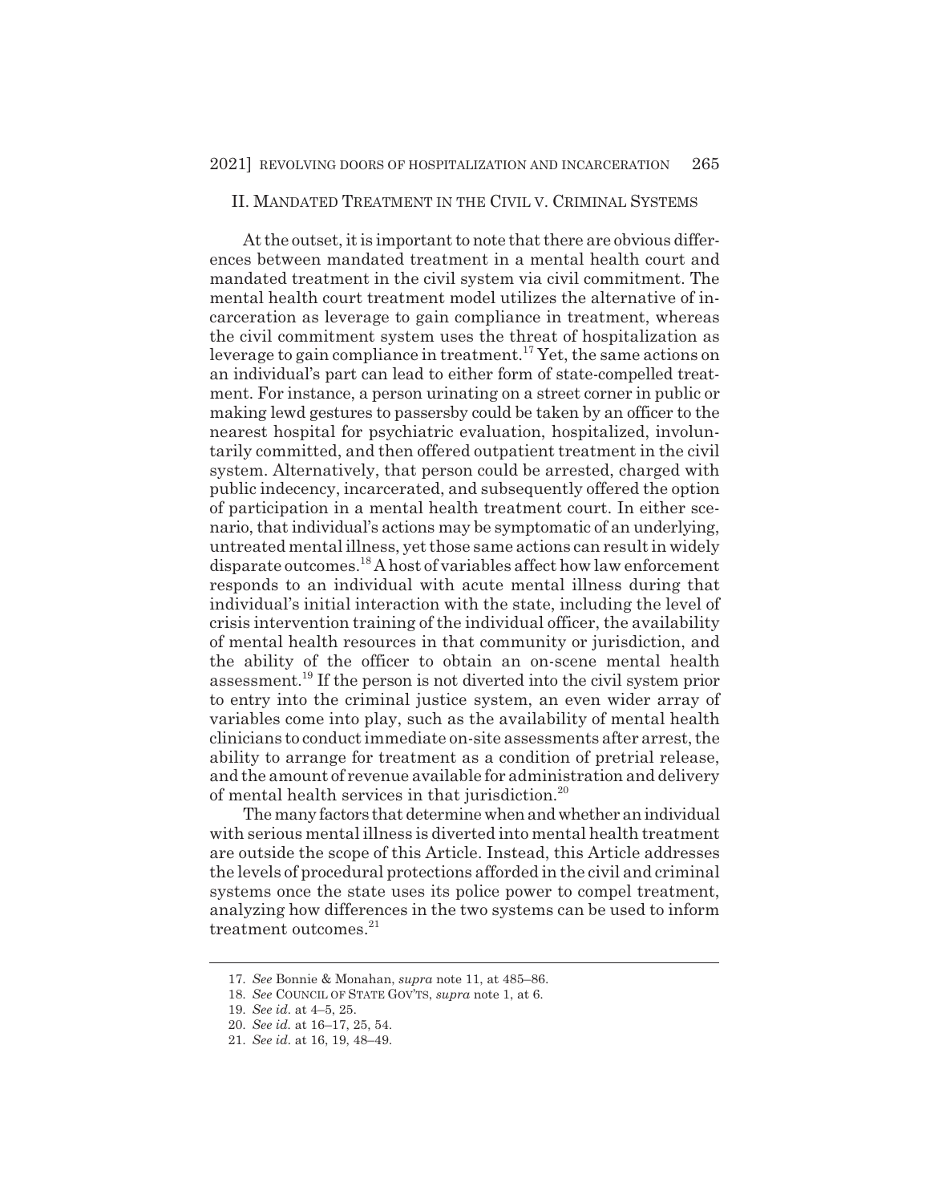## II. MANDATED TREATMENT IN THE CIVIL V. CRIMINAL SYSTEMS

At the outset, it is important to note that there are obvious differences between mandated treatment in a mental health court and mandated treatment in the civil system via civil commitment. The mental health court treatment model utilizes the alternative of incarceration as leverage to gain compliance in treatment, whereas the civil commitment system uses the threat of hospitalization as leverage to gain compliance in treatment.[17] Yet, the same actions on an individual's part can lead to either form of state-compelled treatment. For instance, a person urinating on a street corner in public or making lewd gestures to passersby could be taken by an officer to the nearest hospital for psychiatric evaluation, hospitalized, involuntarily committed, and then offered outpatient treatment in the civil system. Alternatively, that person could be arrested, charged with public indecency, incarcerated, and subsequently offered the option of participation in a mental health treatment court. In either scenario, that individual's actions may be symptomatic of an underlying, untreated mental illness, yet those same actions can result in widely disparate outcomes.[18] A host of variables affect how law enforcement responds to an individual with acute mental illness during that individual's initial interaction with the state, including the level of crisis intervention training of the individual officer, the availability of mental health resources in that community or jurisdiction, and the ability of the officer to obtain an on-scene mental health assessment.[19] If the person is not diverted into the civil system prior to entry into the criminal justice system, an even wider array of variables come into play, such as the availability of mental health clinicians to conduct immediate on-site assessments after arrest, the ability to arrange for treatment as a condition of pretrial release, and the amount of revenue available for administration and delivery of mental health services in that jurisdiction.[20]

The many factors that determine when and whether an individual with serious mental illness is diverted into mental health treatment are outside the scope of this Article. Instead, this Article addresses the levels of procedural protections afforded in the civil and criminal systems once the state uses its police power to compel treatment, analyzing how differences in the two systems can be used to inform treatment outcomes.[21]

---

17. *See* Bonnie & Monahan, *supra* note 11, at 485–86.

18. *See* COUNCIL OF STATE GOV'TS, *supra* note 1, at 6.

19. *See id.* at 4–5, 25.

20. *See id.* at 16–17, 25, 54.

21. *See id.* at 16, 19, 48–49.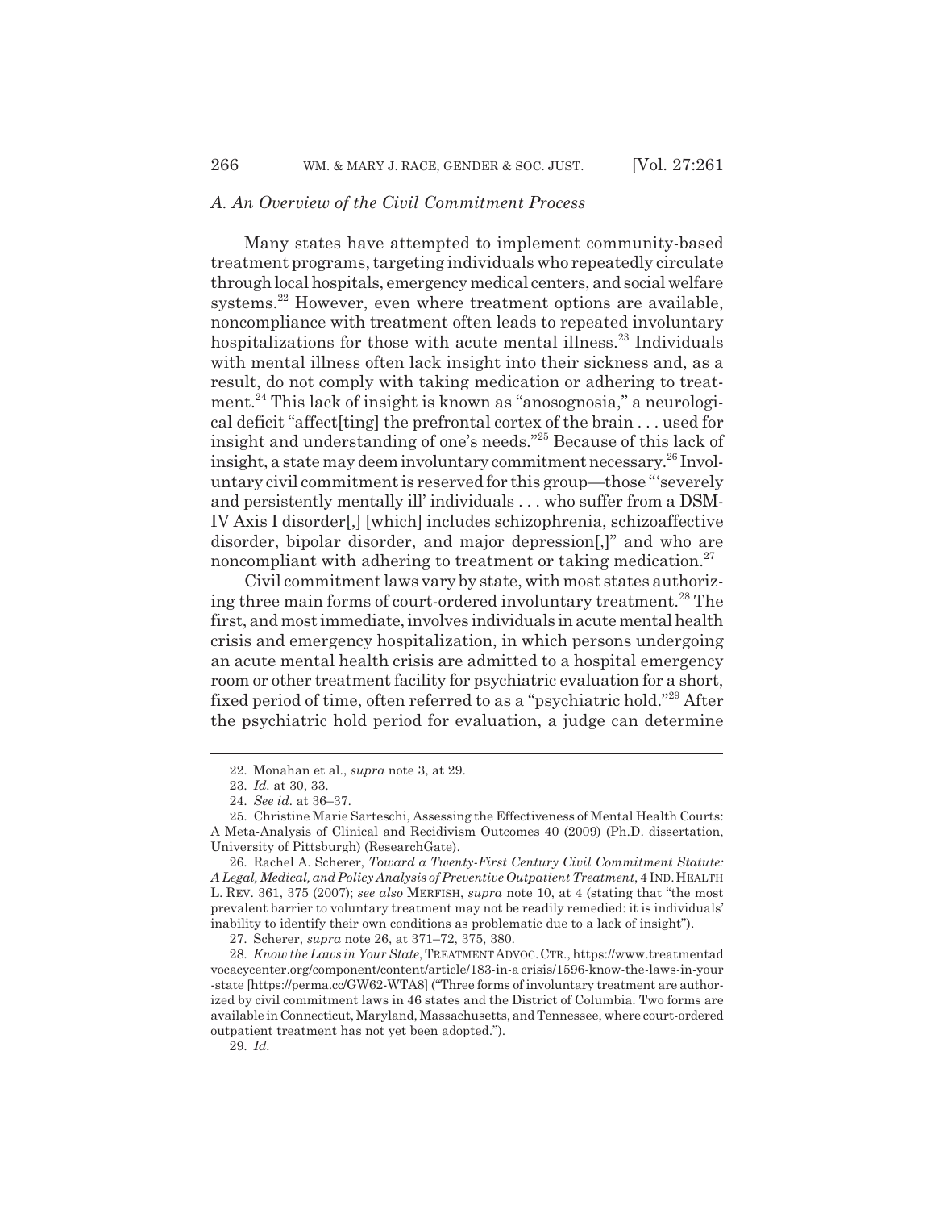### *A. An Overview of the Civil Commitment Process*

Many states have attempted to implement community-based treatment programs, targeting individuals who repeatedly circulate through local hospitals, emergency medical centers, and social welfare systems.[22] However, even where treatment options are available, noncompliance with treatment often leads to repeated involuntary hospitalizations for those with acute mental illness.[23] Individuals with mental illness often lack insight into their sickness and, as a result, do not comply with taking medication or adhering to treatment.[24] This lack of insight is known as "anosognosia," a neurological deficit "affect[ting] the prefrontal cortex of the brain . . . used for insight and understanding of one's needs."[25] Because of this lack of insight, a state may deem involuntary commitment necessary.[26] Involuntary civil commitment is reserved for this group—those "'severely and persistently mentally ill' individuals . . . who suffer from a DSM-IV Axis I disorder[,] [which] includes schizophrenia, schizoaffective disorder, bipolar disorder, and major depression[,]" and who are noncompliant with adhering to treatment or taking medication.[27]

Civil commitment laws vary by state, with most states authorizing three main forms of court-ordered involuntary treatment.[28] The first, and most immediate, involves individuals in acute mental health crisis and emergency hospitalization, in which persons undergoing an acute mental health crisis are admitted to a hospital emergency room or other treatment facility for psychiatric evaluation for a short, fixed period of time, often referred to as a "psychiatric hold."[29] After the psychiatric hold period for evaluation, a judge can determine

---

22. Monahan et al., *supra* note 3, at 29.

23. *Id.* at 30, 33.

24. *See id.* at 36–37.

25. Christine Marie Sarteschi, Assessing the Effectiveness of Mental Health Courts: A Meta-Analysis of Clinical and Recidivism Outcomes 40 (2009) (Ph.D. dissertation, University of Pittsburgh) (ResearchGate).

26. Rachel A. Scherer, *Toward a Twenty-First Century Civil Commitment Statute: A Legal, Medical, and Policy Analysis of Preventive Outpatient Treatment*, 4 IND. HEALTH L. REV. 361, 375 (2007); *see also* MERFISH, *supra* note 10, at 4 (stating that "the most prevalent barrier to voluntary treatment may not be readily remedied: it is individuals' inability to identify their own conditions as problematic due to a lack of insight").

27. Scherer, *supra* note 26, at 371–72, 375, 380.

28. *Know the Laws in Your State*, TREATMENT ADVOC. CTR., https://www.treatmentadvocacycenter.org/component/content/article/183-in-a crisis/1596-know-the-laws-in-your-state [https://perma.cc/GW62-WTA8] ("Three forms of involuntary treatment are authorized by civil commitment laws in 46 states and the District of Columbia. Two forms are available in Connecticut, Maryland, Massachusetts, and Tennessee, where court-ordered outpatient treatment has not yet been adopted.").

29. *Id.*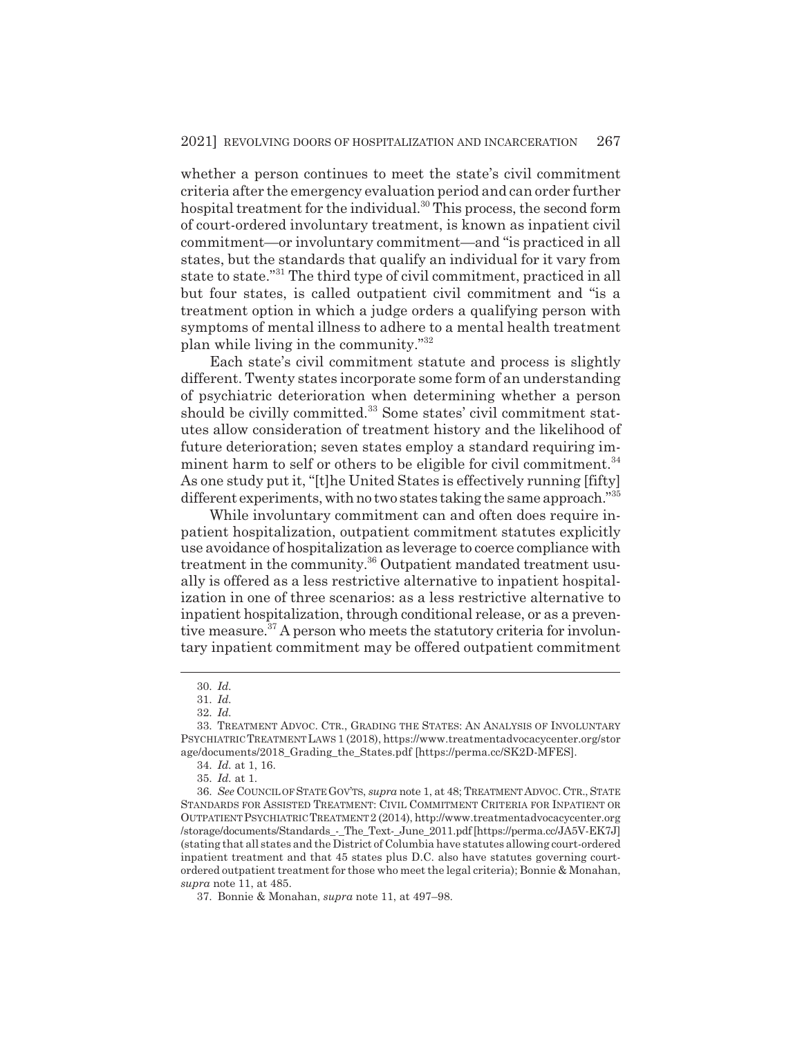whether a person continues to meet the state's civil commitment criteria after the emergency evaluation period and can order further hospital treatment for the individual.[30] This process, the second form of court-ordered involuntary treatment, is known as inpatient civil commitment—or involuntary commitment—and "is practiced in all states, but the standards that qualify an individual for it vary from state to state."[31] The third type of civil commitment, practiced in all but four states, is called outpatient civil commitment and "is a treatment option in which a judge orders a qualifying person with symptoms of mental illness to adhere to a mental health treatment plan while living in the community."[32]

Each state's civil commitment statute and process is slightly different. Twenty states incorporate some form of an understanding of psychiatric deterioration when determining whether a person should be civilly committed.[33] Some states' civil commitment statutes allow consideration of treatment history and the likelihood of future deterioration; seven states employ a standard requiring imminent harm to self or others to be eligible for civil commitment.[34] As one study put it, "[t]he United States is effectively running [fifty] different experiments, with no two states taking the same approach."[35]

While involuntary commitment can and often does require inpatient hospitalization, outpatient commitment statutes explicitly use avoidance of hospitalization as leverage to coerce compliance with treatment in the community.[36] Outpatient mandated treatment usually is offered as a less restrictive alternative to inpatient hospitalization in one of three scenarios: as a less restrictive alternative to inpatient hospitalization, through conditional release, or as a preventive measure.[37] A person who meets the statutory criteria for involuntary inpatient commitment may be offered outpatient commitment

---

30. *Id.*

31. *Id.*

32. *Id.*

33. TREATMENT ADVOC. CTR., GRADING THE STATES: AN ANALYSIS OF INVOLUNTARY PSYCHIATRIC TREATMENT LAWS 1 (2018), https://www.treatmentadvocacycenter.org/storage/documents/2018_Grading_the_States.pdf [https://perma.cc/SK2D-MFES].

34. *Id.* at 1, 16.

35. *Id.* at 1.

36. *See* COUNCIL OF STATE GOV'TS, *supra* note 1, at 48; TREATMENT ADVOC. CTR., STATE STANDARDS FOR ASSISTED TREATMENT: CIVIL COMMITMENT CRITERIA FOR INPATIENT OR OUTPATIENT PSYCHIATRIC TREATMENT 2 (2014), http://www.treatmentadvocacycenter.org/storage/documents/Standards_-_The_Text-_June_2011.pdf [https://perma.cc/JA5V-EK7J] (stating that all states and the District of Columbia have statutes allowing court-ordered inpatient treatment and that 45 states plus D.C. also have statutes governing court-ordered outpatient treatment for those who meet the legal criteria); Bonnie & Monahan, *supra* note 11, at 485.

37. Bonnie & Monahan, *supra* note 11, at 497–98.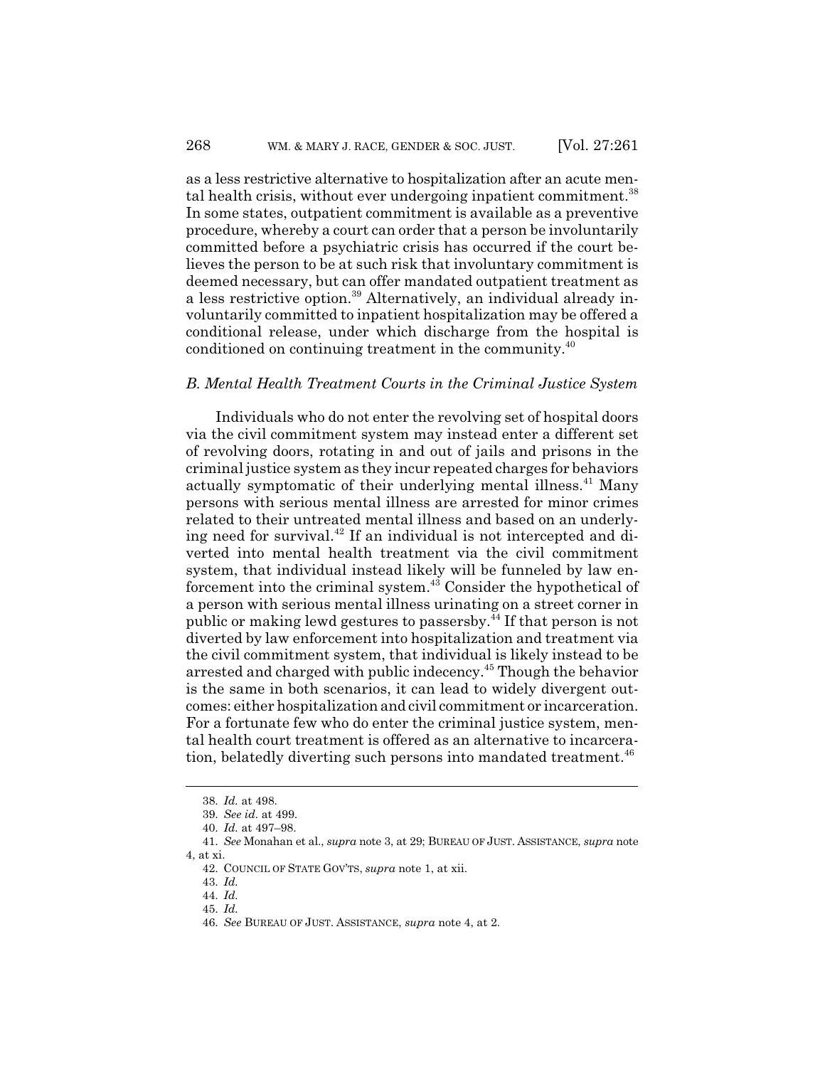as a less restrictive alternative to hospitalization after an acute mental health crisis, without ever undergoing inpatient commitment.[38] In some states, outpatient commitment is available as a preventive procedure, whereby a court can order that a person be involuntarily committed before a psychiatric crisis has occurred if the court believes the person to be at such risk that involuntary commitment is deemed necessary, but can offer mandated outpatient treatment as a less restrictive option.[39] Alternatively, an individual already involuntarily committed to inpatient hospitalization may be offered a conditional release, under which discharge from the hospital is conditioned on continuing treatment in the community.[40]

### *B. Mental Health Treatment Courts in the Criminal Justice System*

Individuals who do not enter the revolving set of hospital doors via the civil commitment system may instead enter a different set of revolving doors, rotating in and out of jails and prisons in the criminal justice system as they incur repeated charges for behaviors actually symptomatic of their underlying mental illness.[41] Many persons with serious mental illness are arrested for minor crimes related to their untreated mental illness and based on an underlying need for survival.[42] If an individual is not intercepted and diverted into mental health treatment via the civil commitment system, that individual instead likely will be funneled by law enforcement into the criminal system.[43] Consider the hypothetical of a person with serious mental illness urinating on a street corner in public or making lewd gestures to passersby.[44] If that person is not diverted by law enforcement into hospitalization and treatment via the civil commitment system, that individual is likely instead to be arrested and charged with public indecency.[45] Though the behavior is the same in both scenarios, it can lead to widely divergent outcomes: either hospitalization and civil commitment or incarceration. For a fortunate few who do enter the criminal justice system, mental health court treatment is offered as an alternative to incarceration, belatedly diverting such persons into mandated treatment.[46]

---

38. *Id.* at 498.
39. *See id.* at 499.
40. *Id.* at 497–98.
41. *See* Monahan et al., *supra* note 3, at 29; BUREAU OF JUST. ASSISTANCE, *supra* note 4, at xi.
42. COUNCIL OF STATE GOV'TS, *supra* note 1, at xii.
43. *Id.*
44. *Id.*
45. *Id.*
46. *See* BUREAU OF JUST. ASSISTANCE, *supra* note 4, at 2.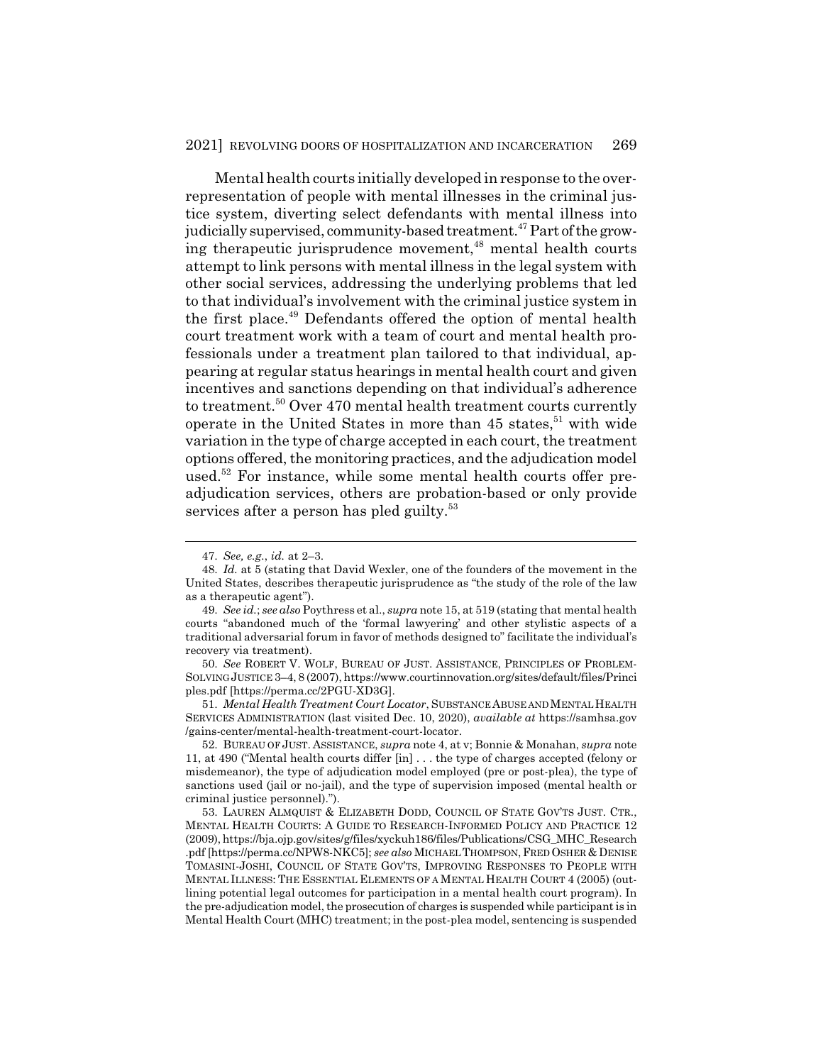Mental health courts initially developed in response to the overrepresentation of people with mental illnesses in the criminal justice system, diverting select defendants with mental illness into judicially supervised, community-based treatment.[47] Part of the growing therapeutic jurisprudence movement,[48] mental health courts attempt to link persons with mental illness in the legal system with other social services, addressing the underlying problems that led to that individual's involvement with the criminal justice system in the first place.[49] Defendants offered the option of mental health court treatment work with a team of court and mental health professionals under a treatment plan tailored to that individual, appearing at regular status hearings in mental health court and given incentives and sanctions depending on that individual's adherence to treatment.[50] Over 470 mental health treatment courts currently operate in the United States in more than 45 states,[51] with wide variation in the type of charge accepted in each court, the treatment options offered, the monitoring practices, and the adjudication model used.[52] For instance, while some mental health courts offer pre-adjudication services, others are probation-based or only provide services after a person has pled guilty.[53]

---

47. *See, e.g.*, *id.* at 2–3.

48. *Id.* at 5 (stating that David Wexler, one of the founders of the movement in the United States, describes therapeutic jurisprudence as "the study of the role of the law as a therapeutic agent").

49. *See id.*; *see also* Poythress et al., *supra* note 15, at 519 (stating that mental health courts "abandoned much of the 'formal lawyering' and other stylistic aspects of a traditional adversarial forum in favor of methods designed to" facilitate the individual's recovery via treatment).

50. *See* ROBERT V. WOLF, BUREAU OF JUST. ASSISTANCE, PRINCIPLES OF PROBLEM-SOLVING JUSTICE 3–4, 8 (2007), https://www.courtinnovation.org/sites/default/files/Principles.pdf [https://perma.cc/2PGU-XD3G].

51. *Mental Health Treatment Court Locator*, SUBSTANCE ABUSE AND MENTAL HEALTH SERVICES ADMINISTRATION (last visited Dec. 10, 2020), *available at* https://samhsa.gov/gains-center/mental-health-treatment-court-locator.

52. BUREAU OF JUST. ASSISTANCE, *supra* note 4, at v; Bonnie & Monahan, *supra* note 11, at 490 ("Mental health courts differ [in] . . . the type of charges accepted (felony or misdemeanor), the type of adjudication model employed (pre or post-plea), the type of sanctions used (jail or no-jail), and the type of supervision imposed (mental health or criminal justice personnel).").

53. LAUREN ALMQUIST & ELIZABETH DODD, COUNCIL OF STATE GOV'TS JUST. CTR., MENTAL HEALTH COURTS: A GUIDE TO RESEARCH-INFORMED POLICY AND PRACTICE 12 (2009), https://bja.ojp.gov/sites/g/files/xyckuh186/files/Publications/CSG_MHC_Research.pdf [https://perma.cc/NPW8-NKC5]; *see also* MICHAEL THOMPSON, FRED OSHER & DENISE TOMASINI-JOSHI, COUNCIL OF STATE GOV'TS, IMPROVING RESPONSES TO PEOPLE WITH MENTAL ILLNESS: THE ESSENTIAL ELEMENTS OF A MENTAL HEALTH COURT 4 (2005) (outlining potential legal outcomes for participation in a mental health court program). In the pre-adjudication model, the prosecution of charges is suspended while participant is in Mental Health Court (MHC) treatment; in the post-plea model, sentencing is suspended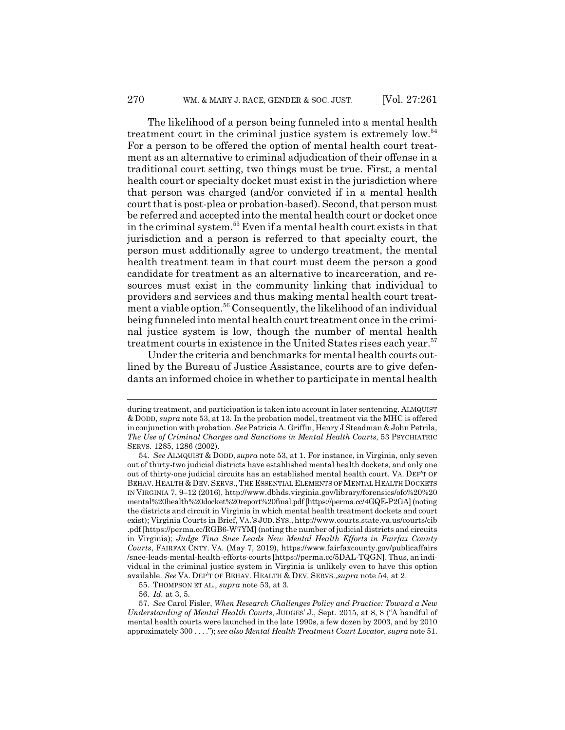The likelihood of a person being funneled into a mental health treatment court in the criminal justice system is extremely low.[54] For a person to be offered the option of mental health court treatment as an alternative to criminal adjudication of their offense in a traditional court setting, two things must be true. First, a mental health court or specialty docket must exist in the jurisdiction where that person was charged (and/or convicted if in a mental health court that is post-plea or probation-based). Second, that person must be referred and accepted into the mental health court or docket once in the criminal system.[55] Even if a mental health court exists in that jurisdiction and a person is referred to that specialty court, the person must additionally agree to undergo treatment, the mental health treatment team in that court must deem the person a good candidate for treatment as an alternative to incarceration, and resources must exist in the community linking that individual to providers and services and thus making mental health court treatment a viable option.[56] Consequently, the likelihood of an individual being funneled into mental health court treatment once in the criminal justice system is low, though the number of mental health treatment courts in existence in the United States rises each year.[57]

Under the criteria and benchmarks for mental health courts outlined by the Bureau of Justice Assistance, courts are to give defendants an informed choice in whether to participate in mental health

---

during treatment, and participation is taken into account in later sentencing. ALMQUIST & DODD, *supra* note 53, at 13. In the probation model, treatment via the MHC is offered in conjunction with probation. *See* Patricia A. Griffin, Henry J Steadman & John Petrila, *The Use of Criminal Charges and Sanctions in Mental Health Courts*, 53 PSYCHIATRIC SERVS. 1285, 1286 (2002).

54. *See* ALMQUIST & DODD, *supra* note 53, at 1. For instance, in Virginia, only seven out of thirty-two judicial districts have established mental health dockets, and only one out of thirty-one judicial circuits has an established mental health court. VA. DEP'T OF BEHAV. HEALTH & DEV. SERVS., THE ESSENTIAL ELEMENTS OF MENTAL HEALTH DOCKETS IN VIRGINIA 7, 9–12 (2016), http://www.dbhds.virginia.gov/library/forensics/ofo%20%20mental%20health%20docket%20report%20final.pdf [https://perma.cc/4GQE-P2GA] (noting the districts and circuit in Virginia in which mental health treatment dockets and court exist); Virginia Courts in Brief, VA.'S JUD. SYS., http://www.courts.state.va.us/courts/cib.pdf [https://perma.cc/RGB6-W7YM] (noting the number of judicial districts and circuits in Virginia); *Judge Tina Snee Leads New Mental Health Efforts in Fairfax County Courts*, FAIRFAX CNTY. VA. (May 7, 2019), https://www.fairfaxcounty.gov/publicaffairs/snee-leads-mental-health-efforts-courts [https://perma.cc/5DAL-TQGN]. Thus, an individual in the criminal justice system in Virginia is unlikely even to have this option available. *See* VA. DEP'T OF BEHAV. HEALTH & DEV. SERVS., *supra* note 54, at 2.

55. THOMPSON ET AL., *supra* note 53, at 3.

56. *Id.* at 3, 5.

57. *See* Carol Fisler, *When Research Challenges Policy and Practice: Toward a New Understanding of Mental Health Courts*, JUDGES' J., Sept. 2015, at 8, 8 ("A handful of mental health courts were launched in the late 1990s, a few dozen by 2003, and by 2010 approximately 300 . . . ."); *see also Mental Health Treatment Court Locator*, *supra* note 51.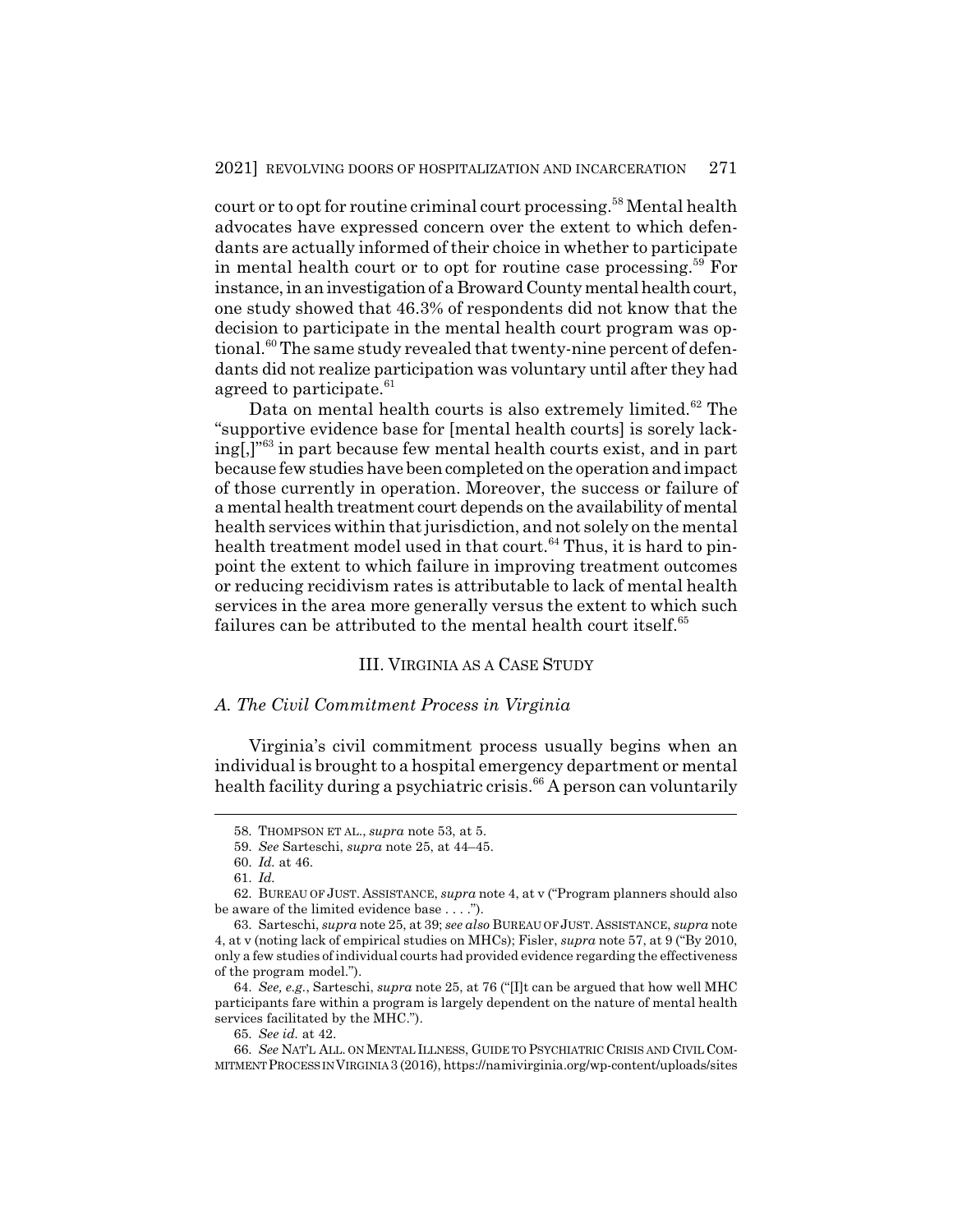court or to opt for routine criminal court processing.[58] Mental health advocates have expressed concern over the extent to which defendants are actually informed of their choice in whether to participate in mental health court or to opt for routine case processing.[59] For instance, in an investigation of a Broward County mental health court, one study showed that 46.3% of respondents did not know that the decision to participate in the mental health court program was optional.[60] The same study revealed that twenty-nine percent of defendants did not realize participation was voluntary until after they had agreed to participate.[61]

Data on mental health courts is also extremely limited.[62] The "supportive evidence base for [mental health courts] is sorely lacking[,]"[63] in part because few mental health courts exist, and in part because few studies have been completed on the operation and impact of those currently in operation. Moreover, the success or failure of a mental health treatment court depends on the availability of mental health services within that jurisdiction, and not solely on the mental health treatment model used in that court.[64] Thus, it is hard to pinpoint the extent to which failure in improving treatment outcomes or reducing recidivism rates is attributable to lack of mental health services in the area more generally versus the extent to which such failures can be attributed to the mental health court itself.[65]

## III. VIRGINIA AS A CASE STUDY

### *A. The Civil Commitment Process in Virginia*

Virginia's civil commitment process usually begins when an individual is brought to a hospital emergency department or mental health facility during a psychiatric crisis.[66] A person can voluntarily

---

58. THOMPSON ET AL., *supra* note 53, at 5.

59. *See* Sarteschi, *supra* note 25, at 44–45.

60. *Id.* at 46.

61. *Id.*

62. BUREAU OF JUST. ASSISTANCE, *supra* note 4, at v ("Program planners should also be aware of the limited evidence base . . . .").

63. Sarteschi, *supra* note 25, at 39; *see also* BUREAU OF JUST. ASSISTANCE, *supra* note 4, at v (noting lack of empirical studies on MHCs); Fisler, *supra* note 57, at 9 ("By 2010, only a few studies of individual courts had provided evidence regarding the effectiveness of the program model.").

64. *See, e.g.*, Sarteschi, *supra* note 25, at 76 ("[I]t can be argued that how well MHC participants fare within a program is largely dependent on the nature of mental health services facilitated by the MHC.").

65. *See id.* at 42.

66. *See* NAT'L ALL. ON MENTAL ILLNESS, GUIDE TO PSYCHIATRIC CRISIS AND CIVIL COMMITMENT PROCESS IN VIRGINIA 3 (2016), https://namivirginia.org/wp-content/uploads/sites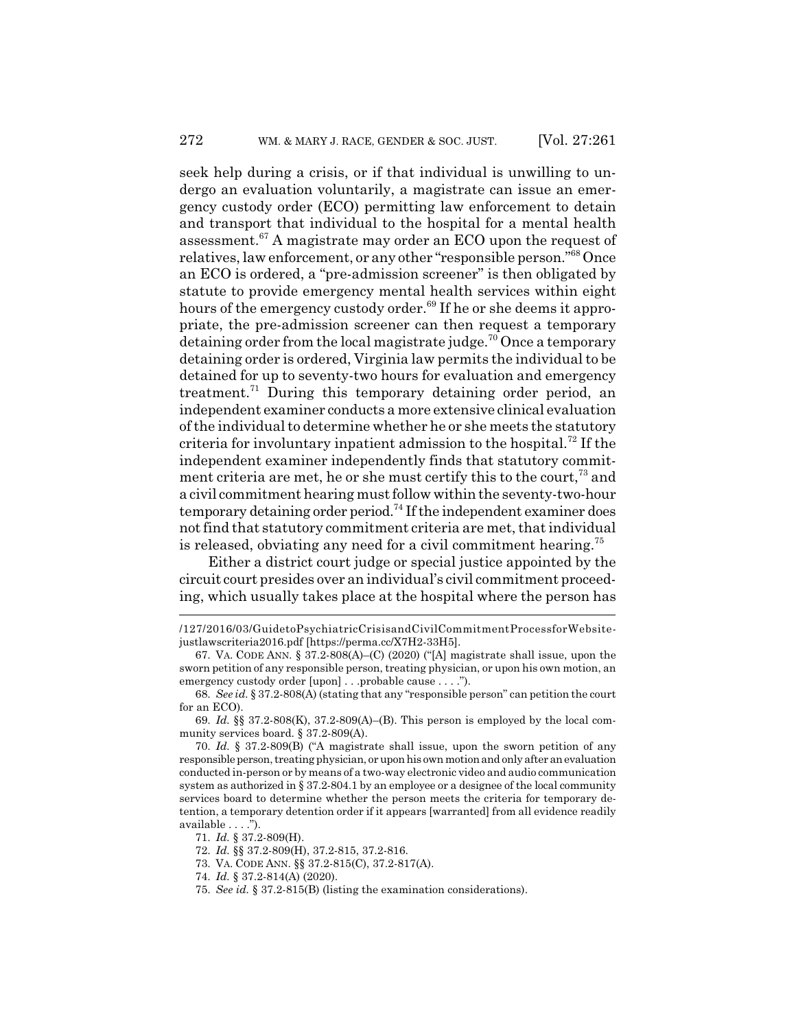seek help during a crisis, or if that individual is unwilling to undergo an evaluation voluntarily, a magistrate can issue an emergency custody order (ECO) permitting law enforcement to detain and transport that individual to the hospital for a mental health assessment.[67] A magistrate may order an ECO upon the request of relatives, law enforcement, or any other "responsible person."[68] Once an ECO is ordered, a "pre-admission screener" is then obligated by statute to provide emergency mental health services within eight hours of the emergency custody order.[69] If he or she deems it appropriate, the pre-admission screener can then request a temporary detaining order from the local magistrate judge.[70] Once a temporary detaining order is ordered, Virginia law permits the individual to be detained for up to seventy-two hours for evaluation and emergency treatment.[71] During this temporary detaining order period, an independent examiner conducts a more extensive clinical evaluation of the individual to determine whether he or she meets the statutory criteria for involuntary inpatient admission to the hospital.[72] If the independent examiner independently finds that statutory commitment criteria are met, he or she must certify this to the court,[73] and a civil commitment hearing must follow within the seventy-two-hour temporary detaining order period.[74] If the independent examiner does not find that statutory commitment criteria are met, that individual is released, obviating any need for a civil commitment hearing.[75]

Either a district court judge or special justice appointed by the circuit court presides over an individual's civil commitment proceeding, which usually takes place at the hospital where the person has

---

/127/2016/03/GuidetoPsychiatricCrisisandCivilCommitmentProcessforWebsite-justlawscriteria2016.pdf [https://perma.cc/X7H2-33H5].

67. VA. CODE ANN. § 37.2-808(A)–(C) (2020) ("[A] magistrate shall issue, upon the sworn petition of any responsible person, treating physician, or upon his own motion, an emergency custody order [upon] . . .probable cause . . . .").

68. *See id.* § 37.2-808(A) (stating that any "responsible person" can petition the court for an ECO).

69. *Id.* §§ 37.2-808(K), 37.2-809(A)–(B). This person is employed by the local community services board. § 37.2-809(A).

70. *Id.* § 37.2-809(B) ("A magistrate shall issue, upon the sworn petition of any responsible person, treating physician, or upon his own motion and only after an evaluation conducted in-person or by means of a two-way electronic video and audio communication system as authorized in § 37.2-804.1 by an employee or a designee of the local community services board to determine whether the person meets the criteria for temporary detention, a temporary detention order if it appears [warranted] from all evidence readily available . . . .").

71. *Id.* § 37.2-809(H).

72. *Id.* §§ 37.2-809(H), 37.2-815, 37.2-816.

73. VA. CODE ANN. §§ 37.2-815(C), 37.2-817(A).

74. *Id.* § 37.2-814(A) (2020).

75. *See id.* § 37.2-815(B) (listing the examination considerations).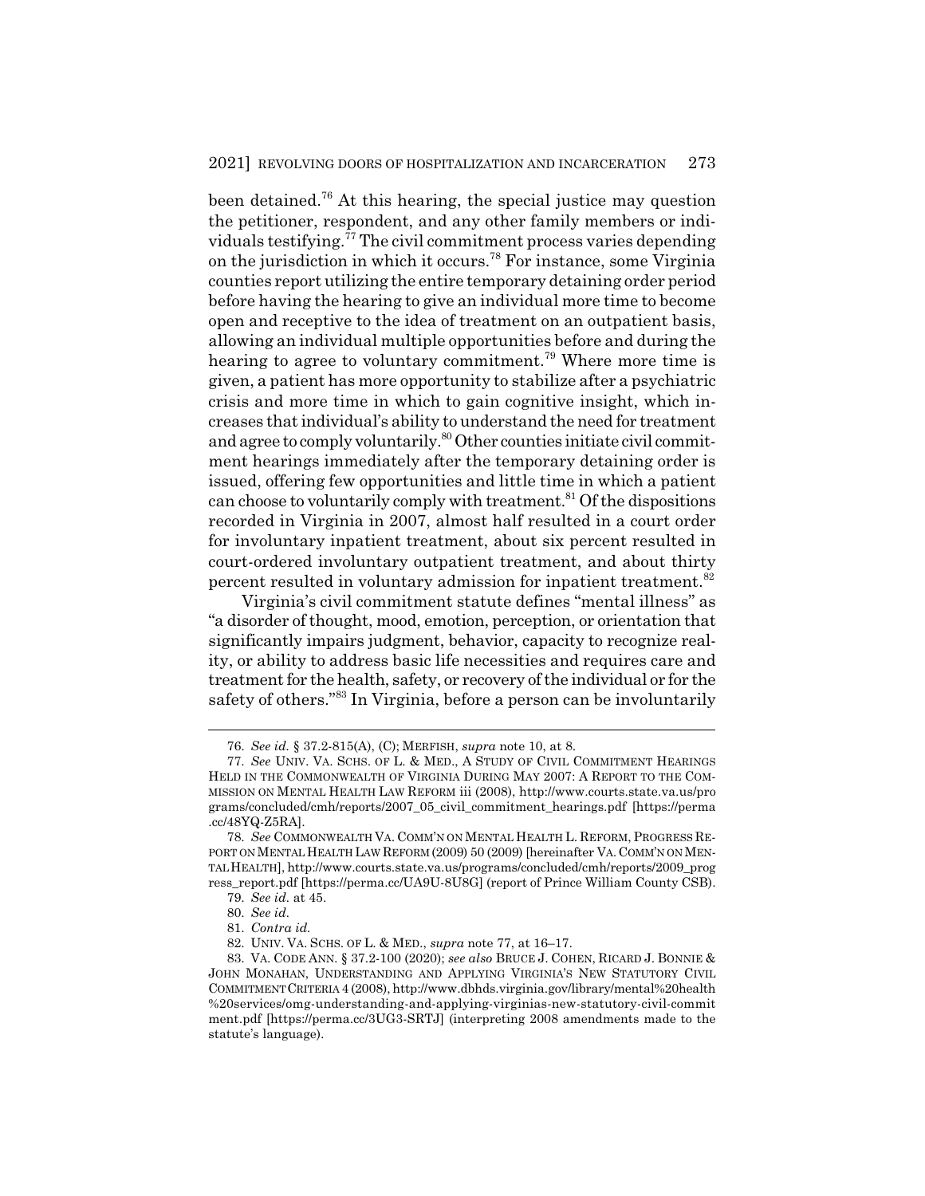been detained.[76] At this hearing, the special justice may question the petitioner, respondent, and any other family members or individuals testifying.[77] The civil commitment process varies depending on the jurisdiction in which it occurs.[78] For instance, some Virginia counties report utilizing the entire temporary detaining order period before having the hearing to give an individual more time to become open and receptive to the idea of treatment on an outpatient basis, allowing an individual multiple opportunities before and during the hearing to agree to voluntary commitment.[79] Where more time is given, a patient has more opportunity to stabilize after a psychiatric crisis and more time in which to gain cognitive insight, which increases that individual's ability to understand the need for treatment and agree to comply voluntarily.[80] Other counties initiate civil commitment hearings immediately after the temporary detaining order is issued, offering few opportunities and little time in which a patient can choose to voluntarily comply with treatment.[81] Of the dispositions recorded in Virginia in 2007, almost half resulted in a court order for involuntary inpatient treatment, about six percent resulted in court-ordered involuntary outpatient treatment, and about thirty percent resulted in voluntary admission for inpatient treatment.[82]

Virginia's civil commitment statute defines "mental illness" as "a disorder of thought, mood, emotion, perception, or orientation that significantly impairs judgment, behavior, capacity to recognize reality, or ability to address basic life necessities and requires care and treatment for the health, safety, or recovery of the individual or for the safety of others."[83] In Virginia, before a person can be involuntarily

---

76. *See id.* § 37.2-815(A), (C); MERFISH, *supra* note 10, at 8.

77. *See* UNIV. VA. SCHS. OF L. & MED., A STUDY OF CIVIL COMMITMENT HEARINGS HELD IN THE COMMONWEALTH OF VIRGINIA DURING MAY 2007: A REPORT TO THE COMMISSION ON MENTAL HEALTH LAW REFORM iii (2008), http://www.courts.state.va.us/programs/concluded/cmh/reports/2007_05_civil_commitment_hearings.pdf [https://perma.cc/48YQ-Z5RA].

78. *See* COMMONWEALTH VA. COMM'N ON MENTAL HEALTH L. REFORM, PROGRESS REPORT ON MENTAL HEALTH LAW REFORM (2009) 50 (2009) [hereinafter VA. COMM'N ON MENTAL HEALTH], http://www.courts.state.va.us/programs/concluded/cmh/reports/2009_progress_report.pdf [https://perma.cc/UA9U-8U8G] (report of Prince William County CSB).

79. *See id.* at 45.

80. *See id.*

81. *Contra id.*

82. UNIV. VA. SCHS. OF L. & MED., *supra* note 77, at 16–17.

83. VA. CODE ANN. § 37.2-100 (2020); *see also* BRUCE J. COHEN, RICARD J. BONNIE & JOHN MONAHAN, UNDERSTANDING AND APPLYING VIRGINIA'S NEW STATUTORY CIVIL COMMITMENT CRITERIA 4 (2008), http://www.dbhds.virginia.gov/library/mental%20health%20services/omg-understanding-and-applying-virginias-new-statutory-civil-commitment.pdf [https://perma.cc/3UG3-SRTJ] (interpreting 2008 amendments made to the statute's language).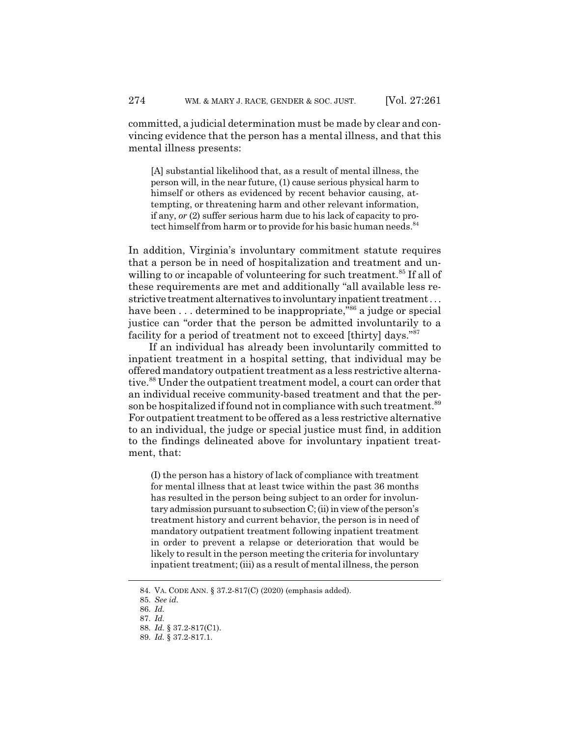committed, a judicial determination must be made by clear and convincing evidence that the person has a mental illness, and that this mental illness presents:

> [A] substantial likelihood that, as a result of mental illness, the person will, in the near future, (1) cause serious physical harm to himself or others as evidenced by recent behavior causing, attempting, or threatening harm and other relevant information, if any, *or* (2) suffer serious harm due to his lack of capacity to protect himself from harm or to provide for his basic human needs.[84]

In addition, Virginia's involuntary commitment statute requires that a person be in need of hospitalization and treatment and unwilling to or incapable of volunteering for such treatment.[85] If all of these requirements are met and additionally "all available less restrictive treatment alternatives to involuntary inpatient treatment . . . have been . . . determined to be inappropriate,"[86] a judge or special justice can "order that the person be admitted involuntarily to a facility for a period of treatment not to exceed [thirty] days."[87]

If an individual has already been involuntarily committed to inpatient treatment in a hospital setting, that individual may be offered mandatory outpatient treatment as a less restrictive alternative.[88] Under the outpatient treatment model, a court can order that an individual receive community-based treatment and that the person be hospitalized if found not in compliance with such treatment.[89] For outpatient treatment to be offered as a less restrictive alternative to an individual, the judge or special justice must find, in addition to the findings delineated above for involuntary inpatient treatment, that:

> (I) the person has a history of lack of compliance with treatment for mental illness that at least twice within the past 36 months has resulted in the person being subject to an order for involuntary admission pursuant to subsection C; (ii) in view of the person's treatment history and current behavior, the person is in need of mandatory outpatient treatment following inpatient treatment in order to prevent a relapse or deterioration that would be likely to result in the person meeting the criteria for involuntary inpatient treatment; (iii) as a result of mental illness, the person

84. VA. CODE ANN. § 37.2-817(C) (2020) (emphasis added).
85. *See id.*
86. *Id.*
87. *Id.*
88. *Id.* § 37.2-817(C1).
89. *Id.* § 37.2-817.1.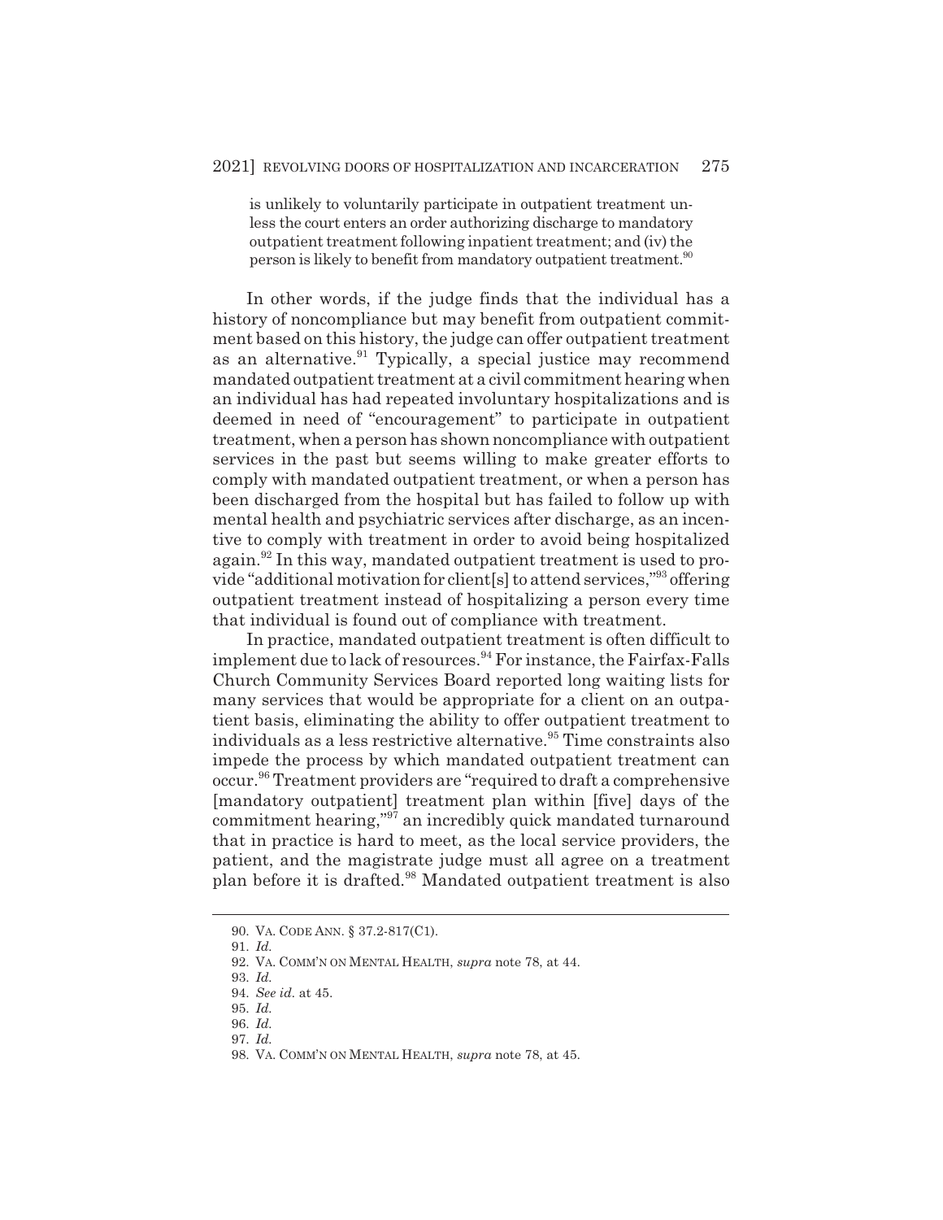> is unlikely to voluntarily participate in outpatient treatment unless the court enters an order authorizing discharge to mandatory outpatient treatment following inpatient treatment; and (iv) the person is likely to benefit from mandatory outpatient treatment.[90]

In other words, if the judge finds that the individual has a history of noncompliance but may benefit from outpatient commitment based on this history, the judge can offer outpatient treatment as an alternative.[91] Typically, a special justice may recommend mandated outpatient treatment at a civil commitment hearing when an individual has had repeated involuntary hospitalizations and is deemed in need of "encouragement" to participate in outpatient treatment, when a person has shown noncompliance with outpatient services in the past but seems willing to make greater efforts to comply with mandated outpatient treatment, or when a person has been discharged from the hospital but has failed to follow up with mental health and psychiatric services after discharge, as an incentive to comply with treatment in order to avoid being hospitalized again.[92] In this way, mandated outpatient treatment is used to provide "additional motivation for client[s] to attend services,"[93] offering outpatient treatment instead of hospitalizing a person every time that individual is found out of compliance with treatment.

In practice, mandated outpatient treatment is often difficult to implement due to lack of resources.[94] For instance, the Fairfax-Falls Church Community Services Board reported long waiting lists for many services that would be appropriate for a client on an outpatient basis, eliminating the ability to offer outpatient treatment to individuals as a less restrictive alternative.[95] Time constraints also impede the process by which mandated outpatient treatment can occur.[96] Treatment providers are "required to draft a comprehensive [mandatory outpatient] treatment plan within [five] days of the commitment hearing,"[97] an incredibly quick mandated turnaround that in practice is hard to meet, as the local service providers, the patient, and the magistrate judge must all agree on a treatment plan before it is drafted.[98] Mandated outpatient treatment is also

---

90. VA. CODE ANN. § 37.2-817(C1).

91. *Id.*

92. VA. COMM'N ON MENTAL HEALTH, *supra* note 78, at 44.

93. *Id.*

94. *See id.* at 45.

95. *Id.*

96. *Id.*

97. *Id.*

98. VA. COMM'N ON MENTAL HEALTH, *supra* note 78, at 45.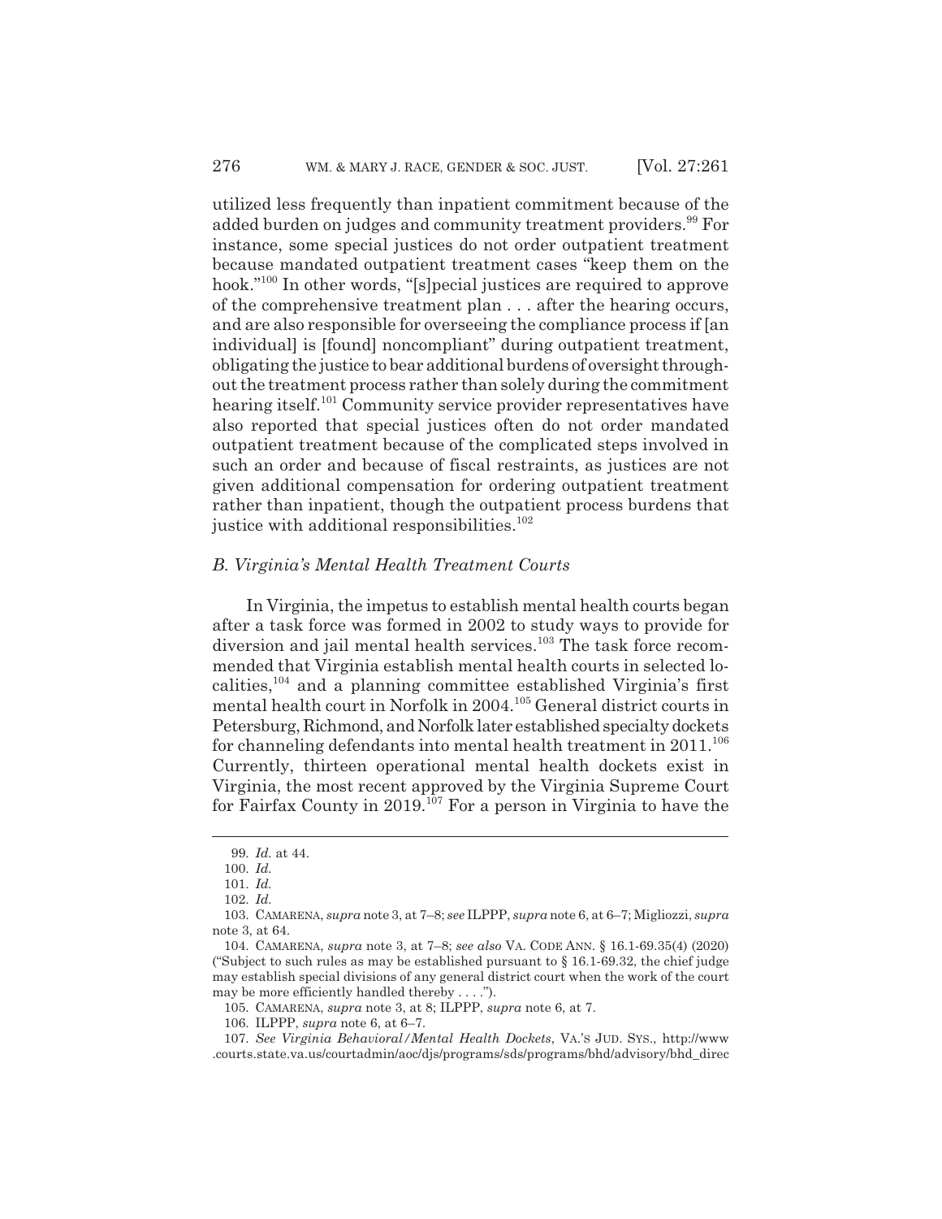utilized less frequently than inpatient commitment because of the added burden on judges and community treatment providers.[99] For instance, some special justices do not order outpatient treatment because mandated outpatient treatment cases "keep them on the hook."[100] In other words, "[s]pecial justices are required to approve of the comprehensive treatment plan . . . after the hearing occurs, and are also responsible for overseeing the compliance process if [an individual] is [found] noncompliant" during outpatient treatment, obligating the justice to bear additional burdens of oversight throughout the treatment process rather than solely during the commitment hearing itself.[101] Community service provider representatives have also reported that special justices often do not order mandated outpatient treatment because of the complicated steps involved in such an order and because of fiscal restraints, as justices are not given additional compensation for ordering outpatient treatment rather than inpatient, though the outpatient process burdens that justice with additional responsibilities.[102]

### *B. Virginia's Mental Health Treatment Courts*

In Virginia, the impetus to establish mental health courts began after a task force was formed in 2002 to study ways to provide for diversion and jail mental health services.[103] The task force recommended that Virginia establish mental health courts in selected localities,[104] and a planning committee established Virginia's first mental health court in Norfolk in 2004.[105] General district courts in Petersburg, Richmond, and Norfolk later established specialty dockets for channeling defendants into mental health treatment in 2011.[106] Currently, thirteen operational mental health dockets exist in Virginia, the most recent approved by the Virginia Supreme Court for Fairfax County in 2019.[107] For a person in Virginia to have the

---

99. *Id.* at 44.

100. *Id.*

101. *Id.*

102. *Id.*

103. CAMARENA, *supra* note 3, at 7–8; *see* ILPPP, *supra* note 6, at 6–7; Migliozzi, *supra* note 3, at 64.

104. CAMARENA, *supra* note 3, at 7–8; *see also* VA. CODE ANN. § 16.1-69.35(4) (2020) ("Subject to such rules as may be established pursuant to § 16.1-69.32, the chief judge may establish special divisions of any general district court when the work of the court may be more efficiently handled thereby . . . .").

105. CAMARENA, *supra* note 3, at 8; ILPPP, *supra* note 6, at 7.

106. ILPPP, *supra* note 6, at 6–7.

107. *See Virginia Behavioral/Mental Health Dockets*, VA.'S JUD. SYS., http://www.courts.state.va.us/courtadmin/aoc/djs/programs/sds/programs/bhd/advisory/bhd_direc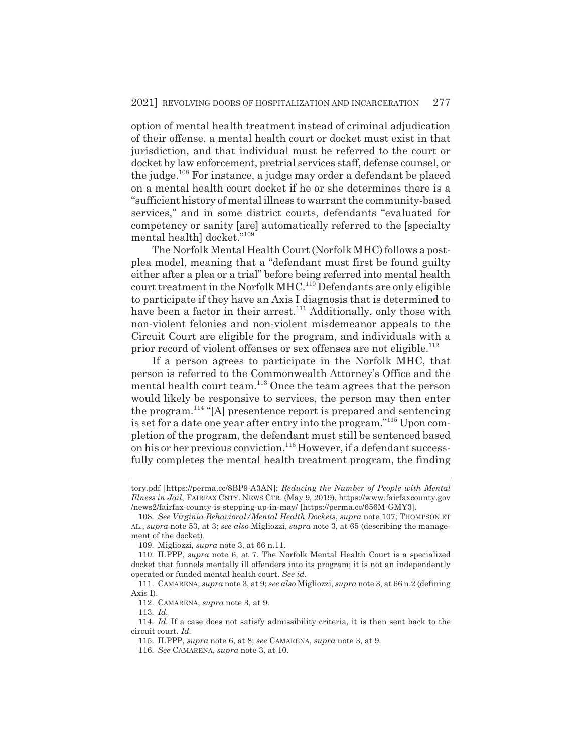option of mental health treatment instead of criminal adjudication of their offense, a mental health court or docket must exist in that jurisdiction, and that individual must be referred to the court or docket by law enforcement, pretrial services staff, defense counsel, or the judge.[108] For instance, a judge may order a defendant be placed on a mental health court docket if he or she determines there is a "sufficient history of mental illness to warrant the community-based services," and in some district courts, defendants "evaluated for competency or sanity [are] automatically referred to the [specialty mental health] docket."[109]

The Norfolk Mental Health Court (Norfolk MHC) follows a post-plea model, meaning that a "defendant must first be found guilty either after a plea or a trial" before being referred into mental health court treatment in the Norfolk MHC.[110] Defendants are only eligible to participate if they have an Axis I diagnosis that is determined to have been a factor in their arrest.[111] Additionally, only those with non-violent felonies and non-violent misdemeanor appeals to the Circuit Court are eligible for the program, and individuals with a prior record of violent offenses or sex offenses are not eligible.[112]

If a person agrees to participate in the Norfolk MHC, that person is referred to the Commonwealth Attorney's Office and the mental health court team.[113] Once the team agrees that the person would likely be responsive to services, the person may then enter the program.[114] "[A] presentence report is prepared and sentencing is set for a date one year after entry into the program."[115] Upon completion of the program, the defendant must still be sentenced based on his or her previous conviction.[116] However, if a defendant successfully completes the mental health treatment program, the finding

---

tory.pdf [https://perma.cc/8BP9-A3AN]; *Reducing the Number of People with Mental Illness in Jail*, FAIRFAX CNTY. NEWS CTR. (May 9, 2019), https://www.fairfaxcounty.gov/news2/fairfax-county-is-stepping-up-in-may/ [https://perma.cc/656M-GMY3].

108. *See Virginia Behavioral/Mental Health Dockets*, *supra* note 107; THOMPSON ET AL., *supra* note 53, at 3; *see also* Migliozzi, *supra* note 3, at 65 (describing the management of the docket).

109. Migliozzi, *supra* note 3, at 66 n.11.

110. ILPPP, *supra* note 6, at 7. The Norfolk Mental Health Court is a specialized docket that funnels mentally ill offenders into its program; it is not an independently operated or funded mental health court. *See id.*

111. CAMARENA, *supra* note 3, at 9; *see also* Migliozzi, *supra* note 3, at 66 n.2 (defining Axis I).

112. CAMARENA, *supra* note 3, at 9.

113. *Id.*

114. *Id.* If a case does not satisfy admissibility criteria, it is then sent back to the circuit court. *Id.*

115. ILPPP, *supra* note 6, at 8; *see* CAMARENA, *supra* note 3, at 9.

116. *See* CAMARENA, *supra* note 3, at 10.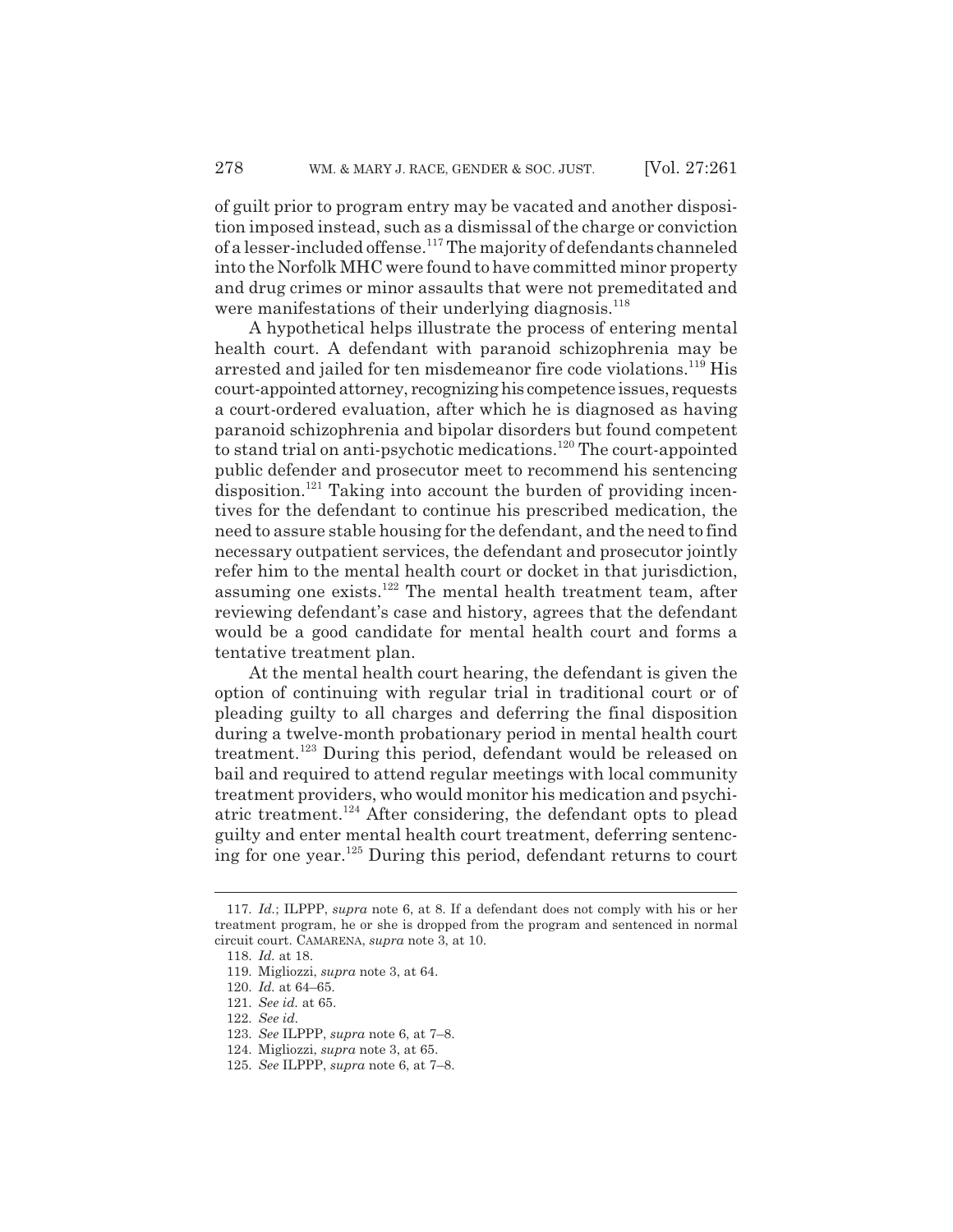of guilt prior to program entry may be vacated and another disposition imposed instead, such as a dismissal of the charge or conviction of a lesser-included offense.[117] The majority of defendants channeled into the Norfolk MHC were found to have committed minor property and drug crimes or minor assaults that were not premeditated and were manifestations of their underlying diagnosis.[118]

A hypothetical helps illustrate the process of entering mental health court. A defendant with paranoid schizophrenia may be arrested and jailed for ten misdemeanor fire code violations.[119] His court-appointed attorney, recognizing his competence issues, requests a court-ordered evaluation, after which he is diagnosed as having paranoid schizophrenia and bipolar disorders but found competent to stand trial on anti-psychotic medications.[120] The court-appointed public defender and prosecutor meet to recommend his sentencing disposition.[121] Taking into account the burden of providing incentives for the defendant to continue his prescribed medication, the need to assure stable housing for the defendant, and the need to find necessary outpatient services, the defendant and prosecutor jointly refer him to the mental health court or docket in that jurisdiction, assuming one exists.[122] The mental health treatment team, after reviewing defendant's case and history, agrees that the defendant would be a good candidate for mental health court and forms a tentative treatment plan.

At the mental health court hearing, the defendant is given the option of continuing with regular trial in traditional court or of pleading guilty to all charges and deferring the final disposition during a twelve-month probationary period in mental health court treatment.[123] During this period, defendant would be released on bail and required to attend regular meetings with local community treatment providers, who would monitor his medication and psychiatric treatment.[124] After considering, the defendant opts to plead guilty and enter mental health court treatment, deferring sentencing for one year.[125] During this period, defendant returns to court

---

117. *Id.*; ILPPP, *supra* note 6, at 8. If a defendant does not comply with his or her treatment program, he or she is dropped from the program and sentenced in normal circuit court. CAMARENA, *supra* note 3, at 10.

118. *Id.* at 18.

119. Migliozzi, *supra* note 3, at 64.

120. *Id.* at 64–65.

121. *See id.* at 65.

122. *See id*.

123. *See* ILPPP, *supra* note 6, at 7–8.

124. Migliozzi, *supra* note 3, at 65.

125. *See* ILPPP, *supra* note 6, at 7–8.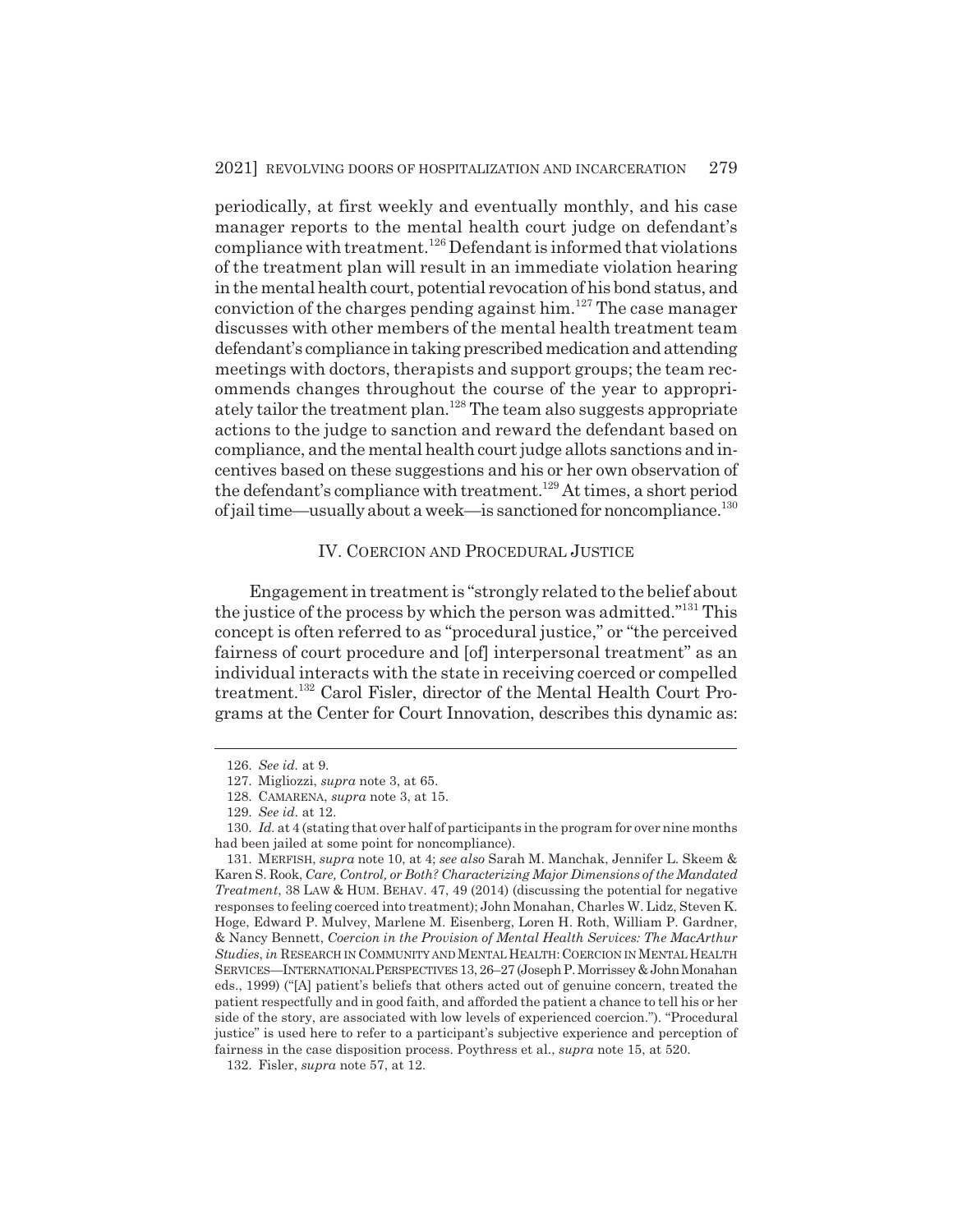periodically, at first weekly and eventually monthly, and his case manager reports to the mental health court judge on defendant's compliance with treatment.[126] Defendant is informed that violations of the treatment plan will result in an immediate violation hearing in the mental health court, potential revocation of his bond status, and conviction of the charges pending against him.[127] The case manager discusses with other members of the mental health treatment team defendant's compliance in taking prescribed medication and attending meetings with doctors, therapists and support groups; the team recommends changes throughout the course of the year to appropriately tailor the treatment plan.[128] The team also suggests appropriate actions to the judge to sanction and reward the defendant based on compliance, and the mental health court judge allots sanctions and incentives based on these suggestions and his or her own observation of the defendant's compliance with treatment.[129] At times, a short period of jail time—usually about a week—is sanctioned for noncompliance.[130]

## IV. Coercion and Procedural Justice

Engagement in treatment is "strongly related to the belief about the justice of the process by which the person was admitted."[131] This concept is often referred to as "procedural justice," or "the perceived fairness of court procedure and [of] interpersonal treatment" as an individual interacts with the state in receiving coerced or compelled treatment.[132] Carol Fisler, director of the Mental Health Court Programs at the Center for Court Innovation, describes this dynamic as:

---

126. *See id.* at 9.

127. Migliozzi, *supra* note 3, at 65.

128. Camarena, *supra* note 3, at 15.

129. *See id.* at 12.

130. *Id.* at 4 (stating that over half of participants in the program for over nine months had been jailed at some point for noncompliance).

131. Merfish, *supra* note 10, at 4; *see also* Sarah M. Manchak, Jennifer L. Skeem & Karen S. Rook, *Care, Control, or Both? Characterizing Major Dimensions of the Mandated Treatment*, 38 Law & Hum. Behav. 47, 49 (2014) (discussing the potential for negative responses to feeling coerced into treatment); John Monahan, Charles W. Lidz, Steven K. Hoge, Edward P. Mulvey, Marlene M. Eisenberg, Loren H. Roth, William P. Gardner, & Nancy Bennett, *Coercion in the Provision of Mental Health Services: The MacArthur Studies*, *in* Research in Community and Mental Health: Coercion in Mental Health Services—International Perspectives 13, 26–27 (Joseph P. Morrissey & John Monahan eds., 1999) ("[A] patient's beliefs that others acted out of genuine concern, treated the patient respectfully and in good faith, and afforded the patient a chance to tell his or her side of the story, are associated with low levels of experienced coercion."). "Procedural justice" is used here to refer to a participant's subjective experience and perception of fairness in the case disposition process. Poythress et al., *supra* note 15, at 520.

132. Fisler, *supra* note 57, at 12.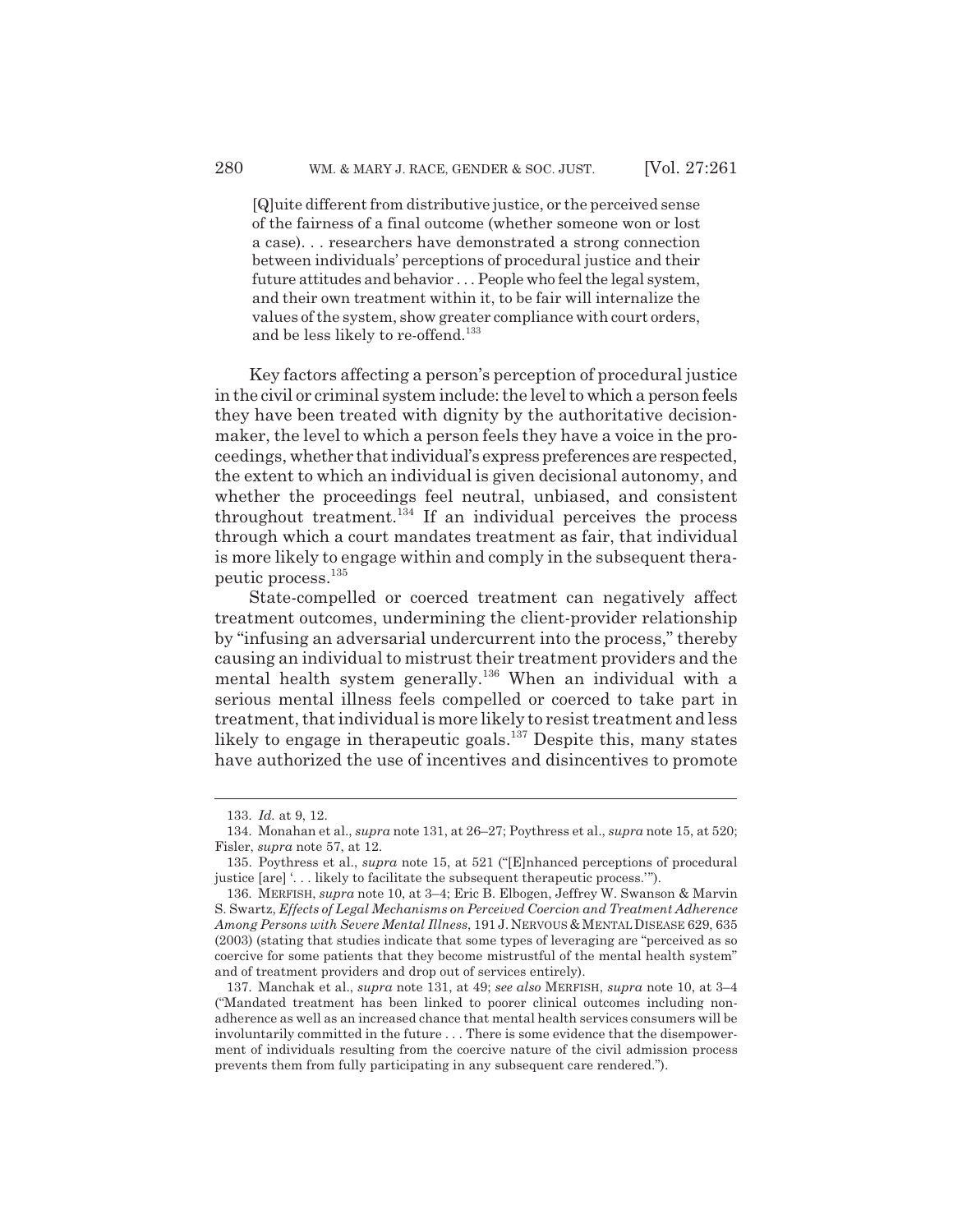> [Q]uite different from distributive justice, or the perceived sense of the fairness of a final outcome (whether someone won or lost a case). . . researchers have demonstrated a strong connection between individuals' perceptions of procedural justice and their future attitudes and behavior . . . People who feel the legal system, and their own treatment within it, to be fair will internalize the values of the system, show greater compliance with court orders, and be less likely to re-offend.[133]

Key factors affecting a person's perception of procedural justice in the civil or criminal system include: the level to which a person feels they have been treated with dignity by the authoritative decision-maker, the level to which a person feels they have a voice in the proceedings, whether that individual's express preferences are respected, the extent to which an individual is given decisional autonomy, and whether the proceedings feel neutral, unbiased, and consistent throughout treatment.[134] If an individual perceives the process through which a court mandates treatment as fair, that individual is more likely to engage within and comply in the subsequent therapeutic process.[135]

State-compelled or coerced treatment can negatively affect treatment outcomes, undermining the client-provider relationship by "infusing an adversarial undercurrent into the process," thereby causing an individual to mistrust their treatment providers and the mental health system generally.[136] When an individual with a serious mental illness feels compelled or coerced to take part in treatment, that individual is more likely to resist treatment and less likely to engage in therapeutic goals.[137] Despite this, many states have authorized the use of incentives and disincentives to promote

---

133. *Id.* at 9, 12.

134. Monahan et al., *supra* note 131, at 26–27; Poythress et al., *supra* note 15, at 520; Fisler, *supra* note 57, at 12.

135. Poythress et al., *supra* note 15, at 521 ("[E]nhanced perceptions of procedural justice [are] '. . . likely to facilitate the subsequent therapeutic process.'").

136. MERFISH, *supra* note 10, at 3–4; Eric B. Elbogen, Jeffrey W. Swanson & Marvin S. Swartz, *Effects of Legal Mechanisms on Perceived Coercion and Treatment Adherence Among Persons with Severe Mental Illness*, 191 J. NERVOUS & MENTAL DISEASE 629, 635 (2003) (stating that studies indicate that some types of leveraging are "perceived as so coercive for some patients that they become mistrustful of the mental health system" and of treatment providers and drop out of services entirely).

137. Manchak et al., *supra* note 131, at 49; *see also* MERFISH, *supra* note 10, at 3–4 ("Mandated treatment has been linked to poorer clinical outcomes including non-adherence as well as an increased chance that mental health services consumers will be involuntarily committed in the future . . . There is some evidence that the disempowerment of individuals resulting from the coercive nature of the civil admission process prevents them from fully participating in any subsequent care rendered.").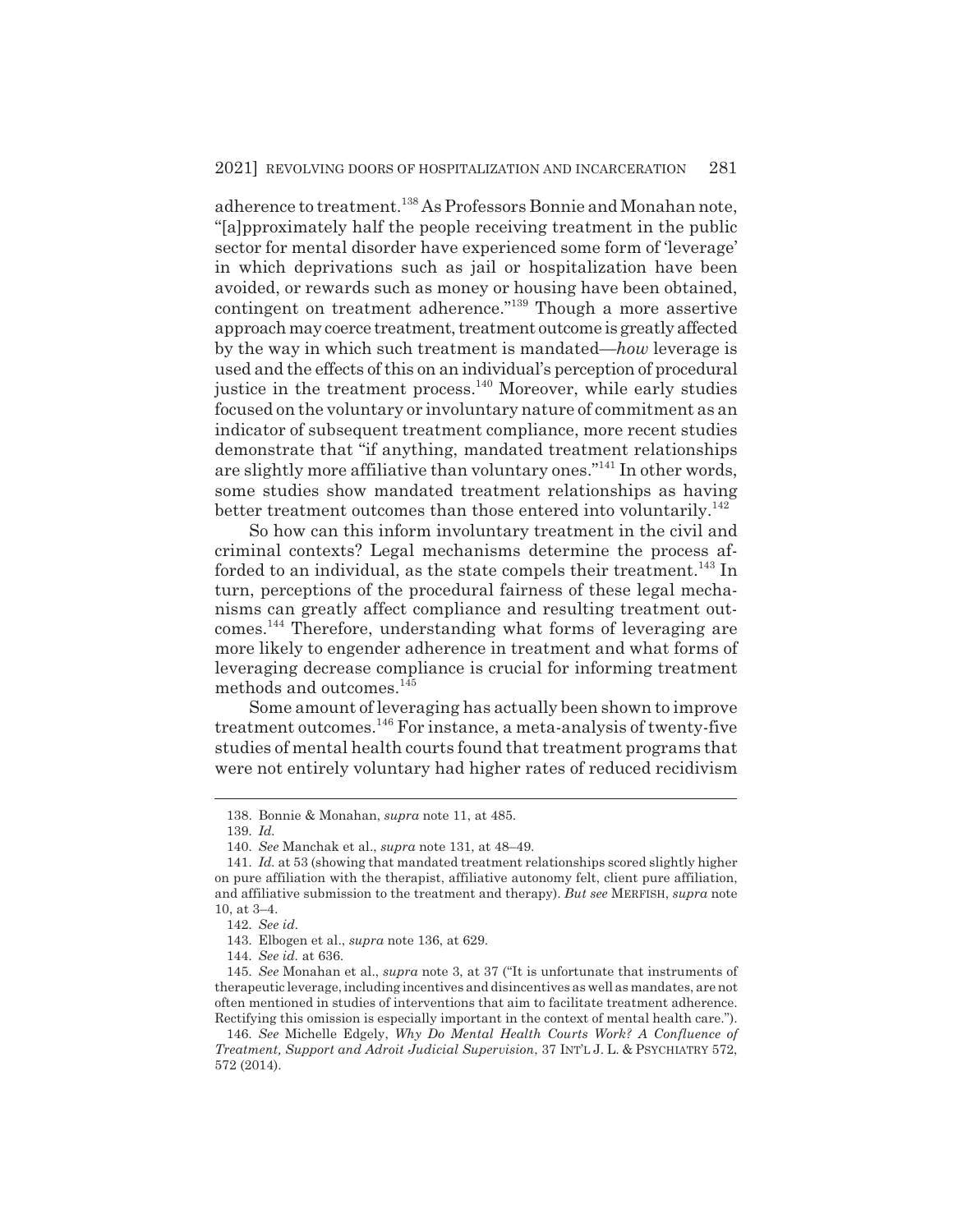adherence to treatment.[138] As Professors Bonnie and Monahan note, "[a]pproximately half the people receiving treatment in the public sector for mental disorder have experienced some form of 'leverage' in which deprivations such as jail or hospitalization have been avoided, or rewards such as money or housing have been obtained, contingent on treatment adherence."[139] Though a more assertive approach may coerce treatment, treatment outcome is greatly affected by the way in which such treatment is mandated—*how* leverage is used and the effects of this on an individual's perception of procedural justice in the treatment process.[140] Moreover, while early studies focused on the voluntary or involuntary nature of commitment as an indicator of subsequent treatment compliance, more recent studies demonstrate that "if anything, mandated treatment relationships are slightly more affiliative than voluntary ones."[141] In other words, some studies show mandated treatment relationships as having better treatment outcomes than those entered into voluntarily.[142]

So how can this inform involuntary treatment in the civil and criminal contexts? Legal mechanisms determine the process afforded to an individual, as the state compels their treatment.[143] In turn, perceptions of the procedural fairness of these legal mechanisms can greatly affect compliance and resulting treatment outcomes.[144] Therefore, understanding what forms of leveraging are more likely to engender adherence in treatment and what forms of leveraging decrease compliance is crucial for informing treatment methods and outcomes.[145]

Some amount of leveraging has actually been shown to improve treatment outcomes.[146] For instance, a meta-analysis of twenty-five studies of mental health courts found that treatment programs that were not entirely voluntary had higher rates of reduced recidivism

---

138. Bonnie & Monahan, *supra* note 11, at 485.

139. *Id.*

140. *See* Manchak et al., *supra* note 131, at 48–49.

141. *Id.* at 53 (showing that mandated treatment relationships scored slightly higher on pure affiliation with the therapist, affiliative autonomy felt, client pure affiliation, and affiliative submission to the treatment and therapy). *But see* MERFISH, *supra* note 10, at 3–4.

142. *See id.*

143. Elbogen et al., *supra* note 136, at 629.

144. *See id.* at 636.

145. *See* Monahan et al., *supra* note 3, at 37 ("It is unfortunate that instruments of therapeutic leverage, including incentives and disincentives as well as mandates, are not often mentioned in studies of interventions that aim to facilitate treatment adherence. Rectifying this omission is especially important in the context of mental health care.").

146. *See* Michelle Edgely, *Why Do Mental Health Courts Work? A Confluence of Treatment, Support and Adroit Judicial Supervision*, 37 INT'L J. L. & PSYCHIATRY 572, 572 (2014).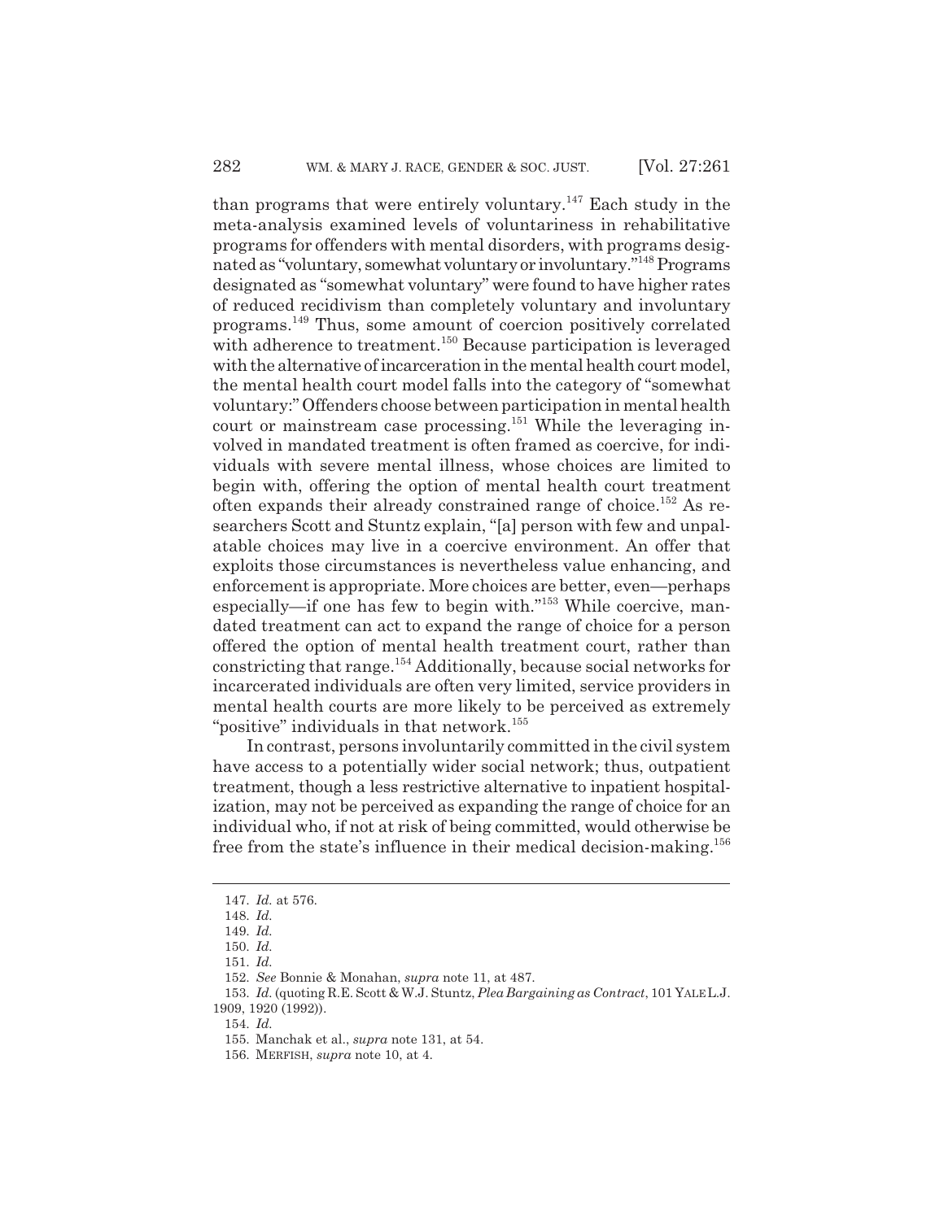than programs that were entirely voluntary.[147] Each study in the meta-analysis examined levels of voluntariness in rehabilitative programs for offenders with mental disorders, with programs designated as "voluntary, somewhat voluntary or involuntary."[148] Programs designated as "somewhat voluntary" were found to have higher rates of reduced recidivism than completely voluntary and involuntary programs.[149] Thus, some amount of coercion positively correlated with adherence to treatment.[150] Because participation is leveraged with the alternative of incarceration in the mental health court model, the mental health court model falls into the category of "somewhat voluntary:" Offenders choose between participation in mental health court or mainstream case processing.[151] While the leveraging involved in mandated treatment is often framed as coercive, for individuals with severe mental illness, whose choices are limited to begin with, offering the option of mental health court treatment often expands their already constrained range of choice.[152] As researchers Scott and Stuntz explain, "[a] person with few and unpalatable choices may live in a coercive environment. An offer that exploits those circumstances is nevertheless value enhancing, and enforcement is appropriate. More choices are better, even—perhaps especially—if one has few to begin with."[153] While coercive, mandated treatment can act to expand the range of choice for a person offered the option of mental health treatment court, rather than constricting that range.[154] Additionally, because social networks for incarcerated individuals are often very limited, service providers in mental health courts are more likely to be perceived as extremely "positive" individuals in that network.[155]

In contrast, persons involuntarily committed in the civil system have access to a potentially wider social network; thus, outpatient treatment, though a less restrictive alternative to inpatient hospitalization, may not be perceived as expanding the range of choice for an individual who, if not at risk of being committed, would otherwise be free from the state's influence in their medical decision-making.[156]

---

147. *Id.* at 576.

148. *Id.*

149. *Id.*

150. *Id.*

151. *Id.*

152. *See* Bonnie & Monahan, *supra* note 11, at 487.

153. *Id.* (quoting R.E. Scott & W.J. Stuntz, *Plea Bargaining as Contract*, 101 YALE L.J. 1909, 1920 (1992)).

154. *Id.*

155. Manchak et al., *supra* note 131, at 54.

156. MERFISH, *supra* note 10, at 4.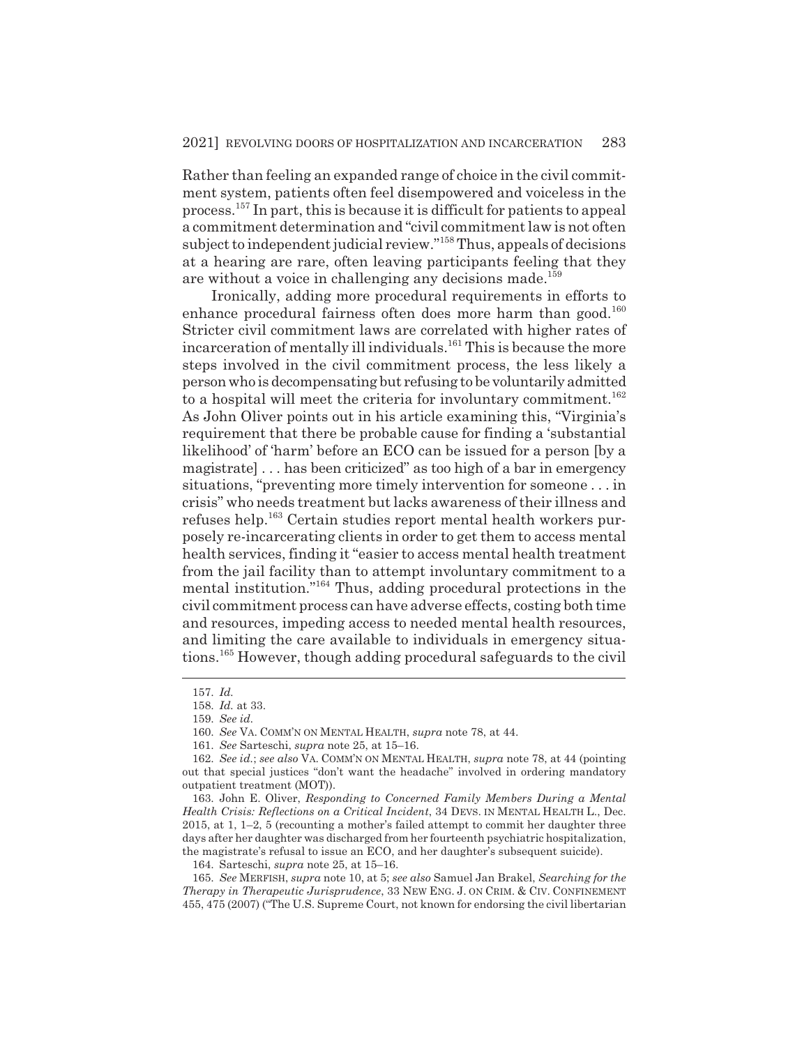Rather than feeling an expanded range of choice in the civil commitment system, patients often feel disempowered and voiceless in the process.[157] In part, this is because it is difficult for patients to appeal a commitment determination and "civil commitment law is not often subject to independent judicial review."[158] Thus, appeals of decisions at a hearing are rare, often leaving participants feeling that they are without a voice in challenging any decisions made.[159]

Ironically, adding more procedural requirements in efforts to enhance procedural fairness often does more harm than good.[160] Stricter civil commitment laws are correlated with higher rates of incarceration of mentally ill individuals.[161] This is because the more steps involved in the civil commitment process, the less likely a person who is decompensating but refusing to be voluntarily admitted to a hospital will meet the criteria for involuntary commitment.[162] As John Oliver points out in his article examining this, "Virginia's requirement that there be probable cause for finding a 'substantial likelihood' of 'harm' before an ECO can be issued for a person [by a magistrate] . . . has been criticized" as too high of a bar in emergency situations, "preventing more timely intervention for someone . . . in crisis" who needs treatment but lacks awareness of their illness and refuses help.[163] Certain studies report mental health workers purposely re-incarcerating clients in order to get them to access mental health services, finding it "easier to access mental health treatment from the jail facility than to attempt involuntary commitment to a mental institution."[164] Thus, adding procedural protections in the civil commitment process can have adverse effects, costing both time and resources, impeding access to needed mental health resources, and limiting the care available to individuals in emergency situations.[165] However, though adding procedural safeguards to the civil

---

157. *Id.*

158. *Id.* at 33.

159. *See id.*

160. *See* VA. COMM'N ON MENTAL HEALTH, *supra* note 78, at 44.

161. *See* Sarteschi, *supra* note 25, at 15–16.

162. *See id.*; *see also* VA. COMM'N ON MENTAL HEALTH, *supra* note 78, at 44 (pointing out that special justices "don't want the headache" involved in ordering mandatory outpatient treatment (MOT)).

163. John E. Oliver, *Responding to Concerned Family Members During a Mental Health Crisis: Reflections on a Critical Incident*, 34 DEVS. IN MENTAL HEALTH L., Dec. 2015, at 1, 1–2, 5 (recounting a mother's failed attempt to commit her daughter three days after her daughter was discharged from her fourteenth psychiatric hospitalization, the magistrate's refusal to issue an ECO, and her daughter's subsequent suicide).

164. Sarteschi, *supra* note 25, at 15–16.

165. *See* MERFISH, *supra* note 10, at 5; *see also* Samuel Jan Brakel, *Searching for the Therapy in Therapeutic Jurisprudence*, 33 NEW ENG. J. ON CRIM. & CIV. CONFINEMENT 455, 475 (2007) ("The U.S. Supreme Court, not known for endorsing the civil libertarian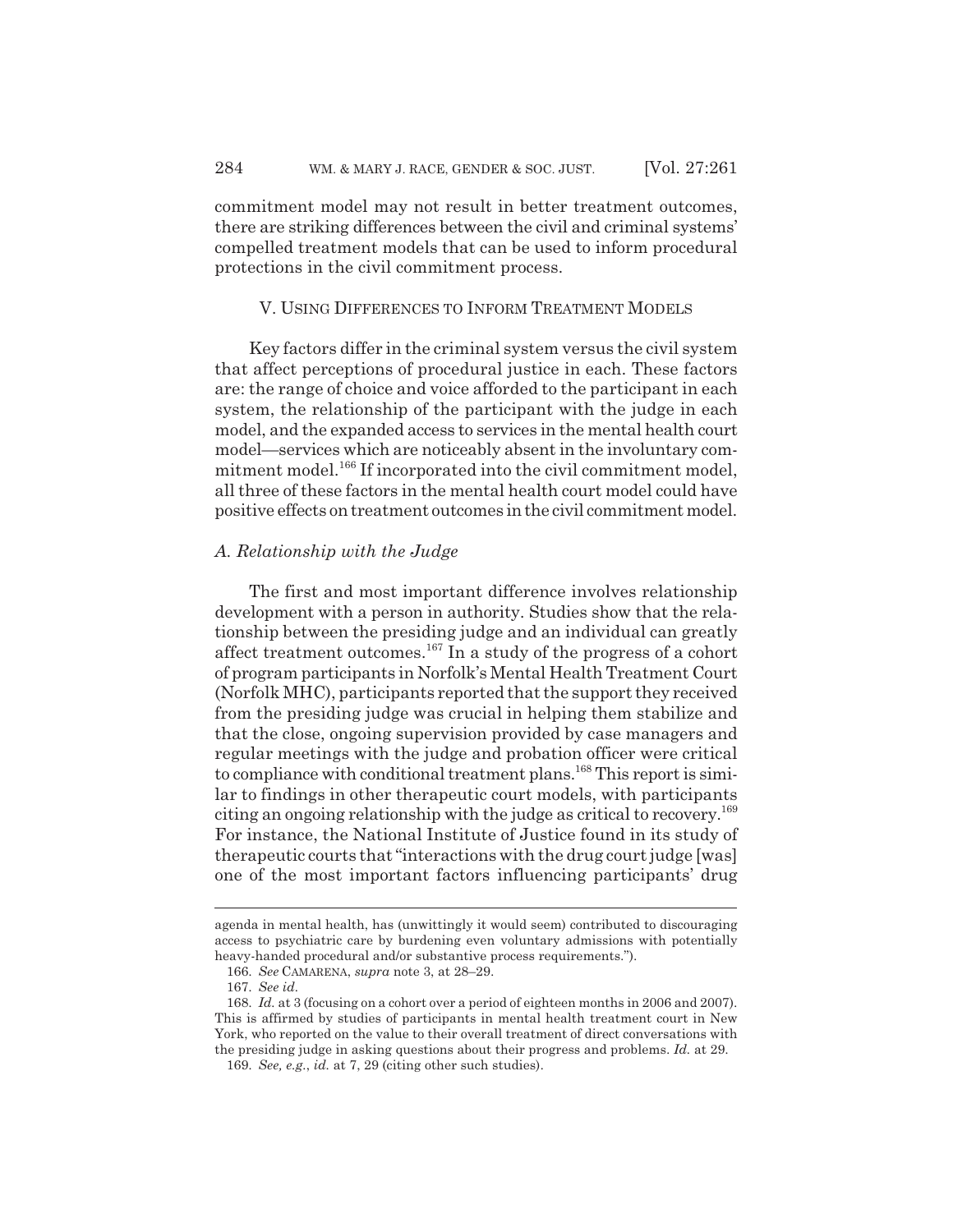commitment model may not result in better treatment outcomes, there are striking differences between the civil and criminal systems' compelled treatment models that can be used to inform procedural protections in the civil commitment process.

## V. Using Differences to Inform Treatment Models

Key factors differ in the criminal system versus the civil system that affect perceptions of procedural justice in each. These factors are: the range of choice and voice afforded to the participant in each system, the relationship of the participant with the judge in each model, and the expanded access to services in the mental health court model—services which are noticeably absent in the involuntary commitment model.[166] If incorporated into the civil commitment model, all three of these factors in the mental health court model could have positive effects on treatment outcomes in the civil commitment model.

### *A. Relationship with the Judge*

The first and most important difference involves relationship development with a person in authority. Studies show that the relationship between the presiding judge and an individual can greatly affect treatment outcomes.[167] In a study of the progress of a cohort of program participants in Norfolk's Mental Health Treatment Court (Norfolk MHC), participants reported that the support they received from the presiding judge was crucial in helping them stabilize and that the close, ongoing supervision provided by case managers and regular meetings with the judge and probation officer were critical to compliance with conditional treatment plans.[168] This report is similar to findings in other therapeutic court models, with participants citing an ongoing relationship with the judge as critical to recovery.[169] For instance, the National Institute of Justice found in its study of therapeutic courts that "interactions with the drug court judge [was] one of the most important factors influencing participants' drug

---

agenda in mental health, has (unwittingly it would seem) contributed to discouraging access to psychiatric care by burdening even voluntary admissions with potentially heavy-handed procedural and/or substantive process requirements.").

166. *See* CAMARENA, *supra* note 3, at 28–29.

167. *See id.*

168. *Id.* at 3 (focusing on a cohort over a period of eighteen months in 2006 and 2007). This is affirmed by studies of participants in mental health treatment court in New York, who reported on the value to their overall treatment of direct conversations with the presiding judge in asking questions about their progress and problems. *Id.* at 29.

169. *See, e.g.*, *id.* at 7, 29 (citing other such studies).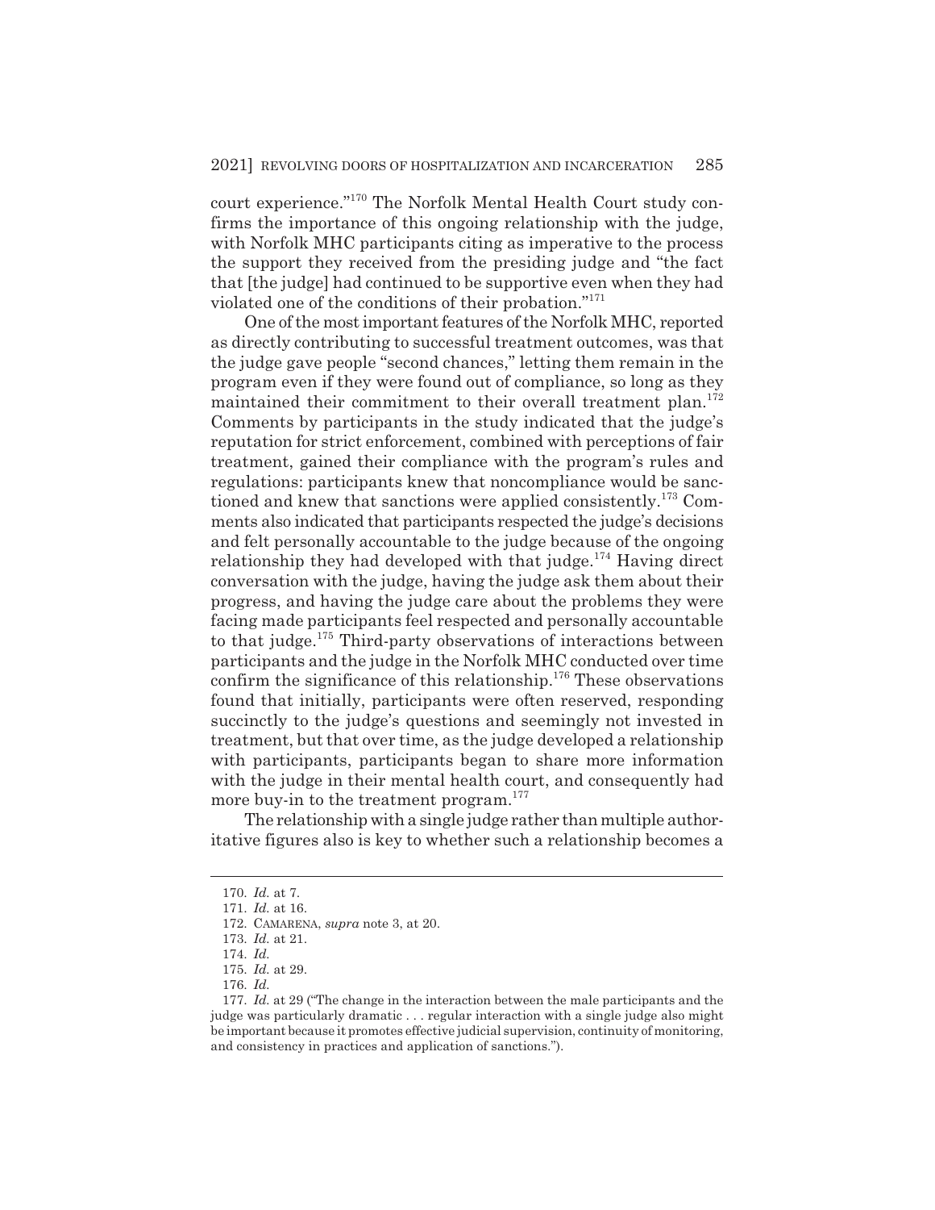court experience."[170] The Norfolk Mental Health Court study confirms the importance of this ongoing relationship with the judge, with Norfolk MHC participants citing as imperative to the process the support they received from the presiding judge and "the fact that [the judge] had continued to be supportive even when they had violated one of the conditions of their probation."[171]

One of the most important features of the Norfolk MHC, reported as directly contributing to successful treatment outcomes, was that the judge gave people "second chances," letting them remain in the program even if they were found out of compliance, so long as they maintained their commitment to their overall treatment plan.[172] Comments by participants in the study indicated that the judge's reputation for strict enforcement, combined with perceptions of fair treatment, gained their compliance with the program's rules and regulations: participants knew that noncompliance would be sanctioned and knew that sanctions were applied consistently.[173] Comments also indicated that participants respected the judge's decisions and felt personally accountable to the judge because of the ongoing relationship they had developed with that judge.[174] Having direct conversation with the judge, having the judge ask them about their progress, and having the judge care about the problems they were facing made participants feel respected and personally accountable to that judge.[175] Third-party observations of interactions between participants and the judge in the Norfolk MHC conducted over time confirm the significance of this relationship.[176] These observations found that initially, participants were often reserved, responding succinctly to the judge's questions and seemingly not invested in treatment, but that over time, as the judge developed a relationship with participants, participants began to share more information with the judge in their mental health court, and consequently had more buy-in to the treatment program.[177]

The relationship with a single judge rather than multiple authoritative figures also is key to whether such a relationship becomes a

---

170. *Id.* at 7.

171. *Id.* at 16.

172. CAMARENA, *supra* note 3, at 20.

173. *Id.* at 21.

174. *Id.*

175. *Id.* at 29.

176. *Id.*

177. *Id.* at 29 ("The change in the interaction between the male participants and the judge was particularly dramatic . . . regular interaction with a single judge also might be important because it promotes effective judicial supervision, continuity of monitoring, and consistency in practices and application of sanctions.").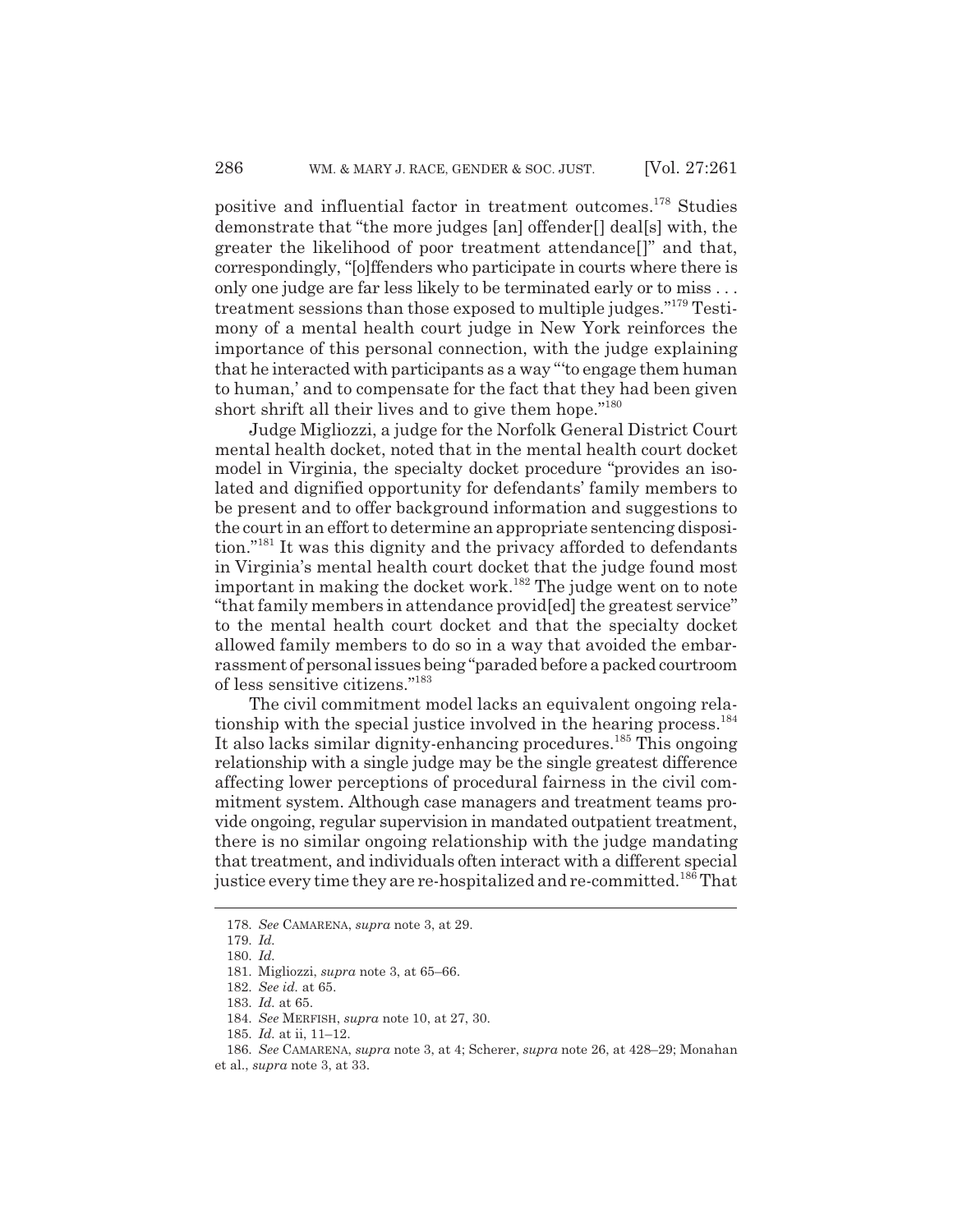positive and influential factor in treatment outcomes.[178] Studies demonstrate that "the more judges [an] offender[] deal[s] with, the greater the likelihood of poor treatment attendance[]" and that, correspondingly, "[o]ffenders who participate in courts where there is only one judge are far less likely to be terminated early or to miss . . . treatment sessions than those exposed to multiple judges."[179] Testimony of a mental health court judge in New York reinforces the importance of this personal connection, with the judge explaining that he interacted with participants as a way "'to engage them human to human,' and to compensate for the fact that they had been given short shrift all their lives and to give them hope."[180]

Judge Migliozzi, a judge for the Norfolk General District Court mental health docket, noted that in the mental health court docket model in Virginia, the specialty docket procedure "provides an isolated and dignified opportunity for defendants' family members to be present and to offer background information and suggestions to the court in an effort to determine an appropriate sentencing disposition."[181] It was this dignity and the privacy afforded to defendants in Virginia's mental health court docket that the judge found most important in making the docket work.[182] The judge went on to note "that family members in attendance provid[ed] the greatest service" to the mental health court docket and that the specialty docket allowed family members to do so in a way that avoided the embarrassment of personal issues being "paraded before a packed courtroom of less sensitive citizens."[183]

The civil commitment model lacks an equivalent ongoing relationship with the special justice involved in the hearing process.[184] It also lacks similar dignity-enhancing procedures.[185] This ongoing relationship with a single judge may be the single greatest difference affecting lower perceptions of procedural fairness in the civil commitment system. Although case managers and treatment teams provide ongoing, regular supervision in mandated outpatient treatment, there is no similar ongoing relationship with the judge mandating that treatment, and individuals often interact with a different special justice every time they are re-hospitalized and re-committed.[186] That

---

178. *See* CAMARENA, *supra* note 3, at 29.

179. *Id.*

180. *Id.*

181. Migliozzi, *supra* note 3, at 65–66.

182. *See id.* at 65.

183. *Id.* at 65.

184. *See* MERFISH, *supra* note 10, at 27, 30.

185. *Id.* at ii, 11–12.

186. *See* CAMARENA, *supra* note 3, at 4; Scherer, *supra* note 26, at 428–29; Monahan et al., *supra* note 3, at 33.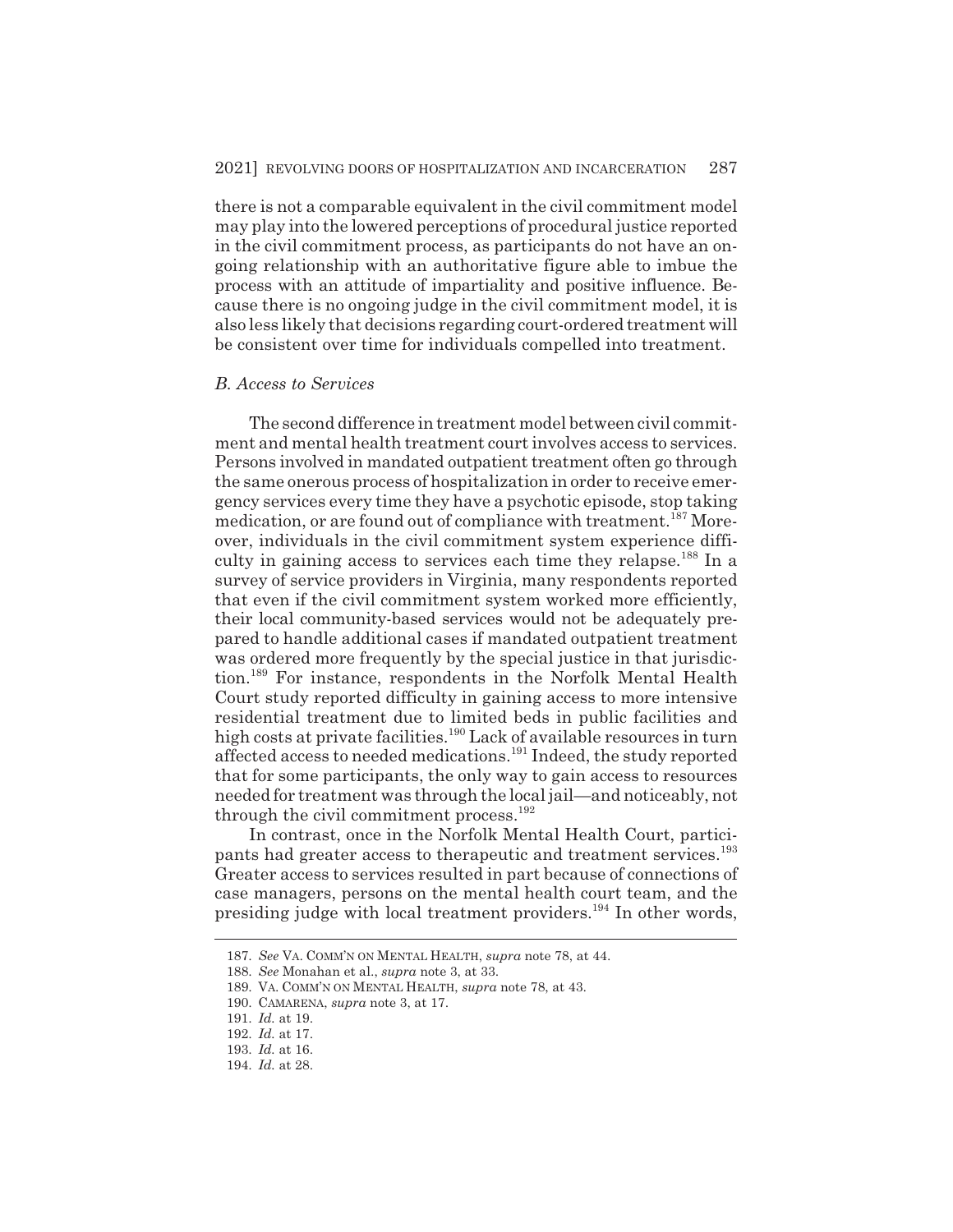there is not a comparable equivalent in the civil commitment model may play into the lowered perceptions of procedural justice reported in the civil commitment process, as participants do not have an ongoing relationship with an authoritative figure able to imbue the process with an attitude of impartiality and positive influence. Because there is no ongoing judge in the civil commitment model, it is also less likely that decisions regarding court-ordered treatment will be consistent over time for individuals compelled into treatment.

### *B. Access to Services*

The second difference in treatment model between civil commitment and mental health treatment court involves access to services. Persons involved in mandated outpatient treatment often go through the same onerous process of hospitalization in order to receive emergency services every time they have a psychotic episode, stop taking medication, or are found out of compliance with treatment.[187] Moreover, individuals in the civil commitment system experience difficulty in gaining access to services each time they relapse.[188] In a survey of service providers in Virginia, many respondents reported that even if the civil commitment system worked more efficiently, their local community-based services would not be adequately prepared to handle additional cases if mandated outpatient treatment was ordered more frequently by the special justice in that jurisdiction.[189] For instance, respondents in the Norfolk Mental Health Court study reported difficulty in gaining access to more intensive residential treatment due to limited beds in public facilities and high costs at private facilities.[190] Lack of available resources in turn affected access to needed medications.[191] Indeed, the study reported that for some participants, the only way to gain access to resources needed for treatment was through the local jail—and noticeably, not through the civil commitment process.[192]

In contrast, once in the Norfolk Mental Health Court, participants had greater access to therapeutic and treatment services.[193] Greater access to services resulted in part because of connections of case managers, persons on the mental health court team, and the presiding judge with local treatment providers.[194] In other words,

---

187. *See* VA. COMM'N ON MENTAL HEALTH, *supra* note 78, at 44.

188. *See* Monahan et al., *supra* note 3, at 33.

189. VA. COMM'N ON MENTAL HEALTH, *supra* note 78, at 43.

190. CAMARENA, *supra* note 3, at 17.

191. *Id.* at 19.

192. *Id.* at 17.

193. *Id.* at 16.

194. *Id.* at 28.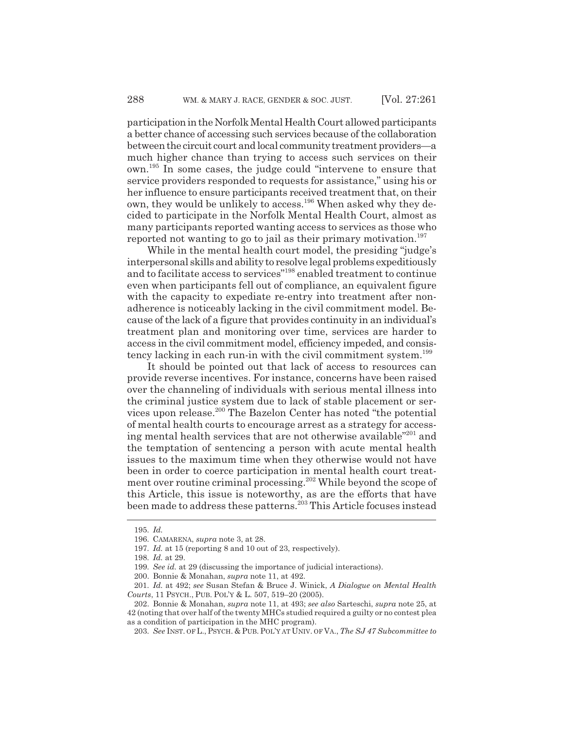participation in the Norfolk Mental Health Court allowed participants a better chance of accessing such services because of the collaboration between the circuit court and local community treatment providers—a much higher chance than trying to access such services on their own.[195] In some cases, the judge could "intervene to ensure that service providers responded to requests for assistance," using his or her influence to ensure participants received treatment that, on their own, they would be unlikely to access.[196] When asked why they decided to participate in the Norfolk Mental Health Court, almost as many participants reported wanting access to services as those who reported not wanting to go to jail as their primary motivation.[197]

While in the mental health court model, the presiding "judge's interpersonal skills and ability to resolve legal problems expeditiously and to facilitate access to services"[198] enabled treatment to continue even when participants fell out of compliance, an equivalent figure with the capacity to expediate re-entry into treatment after non-adherence is noticeably lacking in the civil commitment model. Because of the lack of a figure that provides continuity in an individual's treatment plan and monitoring over time, services are harder to access in the civil commitment model, efficiency impeded, and consistency lacking in each run-in with the civil commitment system.[199]

It should be pointed out that lack of access to resources can provide reverse incentives. For instance, concerns have been raised over the channeling of individuals with serious mental illness into the criminal justice system due to lack of stable placement or services upon release.[200] The Bazelon Center has noted "the potential of mental health courts to encourage arrest as a strategy for accessing mental health services that are not otherwise available"[201] and the temptation of sentencing a person with acute mental health issues to the maximum time when they otherwise would not have been in order to coerce participation in mental health court treatment over routine criminal processing.[202] While beyond the scope of this Article, this issue is noteworthy, as are the efforts that have been made to address these patterns.[203] This Article focuses instead

---

195. *Id.*

196. CAMARENA, *supra* note 3, at 28.

197. *Id.* at 15 (reporting 8 and 10 out of 23, respectively).

198. *Id.* at 29.

199. *See id.* at 29 (discussing the importance of judicial interactions).

200. Bonnie & Monahan, *supra* note 11, at 492.

201. *Id.* at 492; *see* Susan Stefan & Bruce J. Winick, *A Dialogue on Mental Health Courts*, 11 PSYCH., PUB. POL'Y & L. 507, 519–20 (2005).

202. Bonnie & Monahan, *supra* note 11, at 493; *see also* Sarteschi, *supra* note 25, at 42 (noting that over half of the twenty MHCs studied required a guilty or no contest plea as a condition of participation in the MHC program).

203. *See* INST. OF L., PSYCH. & PUB. POL'Y AT UNIV. OF VA., *The SJ 47 Subcommittee to*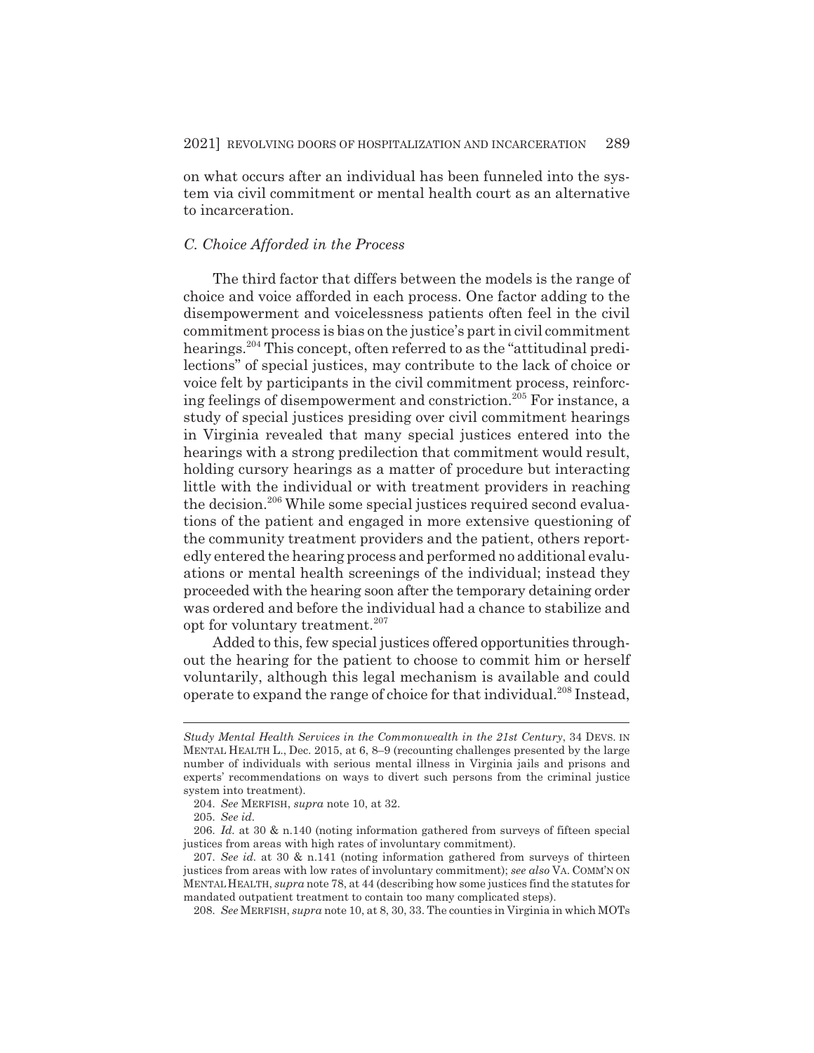on what occurs after an individual has been funneled into the system via civil commitment or mental health court as an alternative to incarceration.

### C. Choice Afforded in the Process

The third factor that differs between the models is the range of choice and voice afforded in each process. One factor adding to the disempowerment and voicelessness patients often feel in the civil commitment process is bias on the justice's part in civil commitment hearings.[204] This concept, often referred to as the "attitudinal predilections" of special justices, may contribute to the lack of choice or voice felt by participants in the civil commitment process, reinforcing feelings of disempowerment and constriction.[205] For instance, a study of special justices presiding over civil commitment hearings in Virginia revealed that many special justices entered into the hearings with a strong predilection that commitment would result, holding cursory hearings as a matter of procedure but interacting little with the individual or with treatment providers in reaching the decision.[206] While some special justices required second evaluations of the patient and engaged in more extensive questioning of the community treatment providers and the patient, others reportedly entered the hearing process and performed no additional evaluations or mental health screenings of the individual; instead they proceeded with the hearing soon after the temporary detaining order was ordered and before the individual had a chance to stabilize and opt for voluntary treatment.[207]

Added to this, few special justices offered opportunities throughout the hearing for the patient to choose to commit him or herself voluntarily, although this legal mechanism is available and could operate to expand the range of choice for that individual.[208] Instead,

---

*Study Mental Health Services in the Commonwealth in the 21st Century*, 34 DEVS. IN MENTAL HEALTH L., Dec. 2015, at 6, 8–9 (recounting challenges presented by the large number of individuals with serious mental illness in Virginia jails and prisons and experts' recommendations on ways to divert such persons from the criminal justice system into treatment).

204. *See* MERFISH, *supra* note 10, at 32.

205. *See id.*

206. *Id.* at 30 & n.140 (noting information gathered from surveys of fifteen special justices from areas with high rates of involuntary commitment).

207. *See id.* at 30 & n.141 (noting information gathered from surveys of thirteen justices from areas with low rates of involuntary commitment); *see also* VA. COMM'N ON MENTAL HEALTH, *supra* note 78, at 44 (describing how some justices find the statutes for mandated outpatient treatment to contain too many complicated steps).

208. *See* MERFISH, *supra* note 10, at 8, 30, 33. The counties in Virginia in which MOTs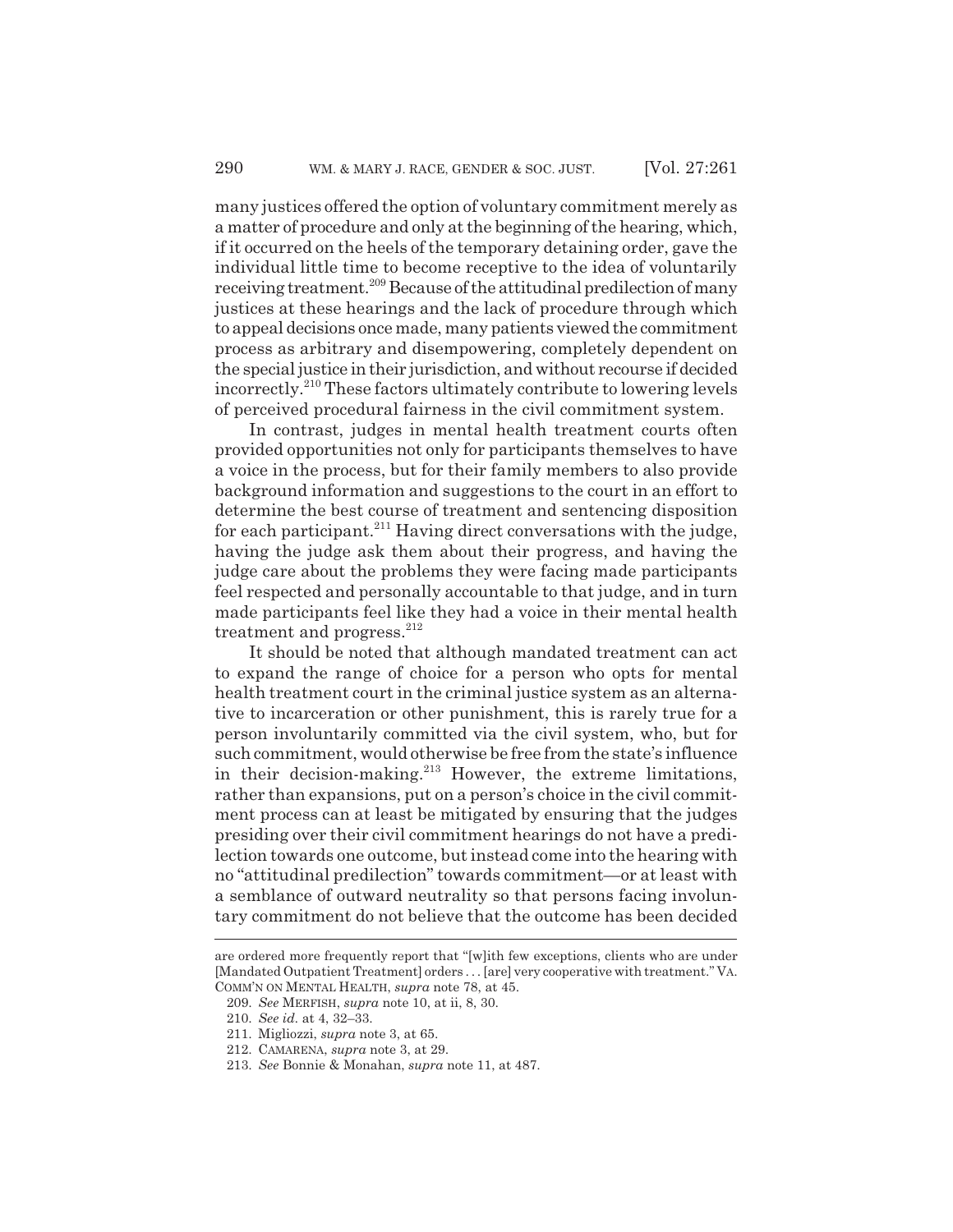many justices offered the option of voluntary commitment merely as a matter of procedure and only at the beginning of the hearing, which, if it occurred on the heels of the temporary detaining order, gave the individual little time to become receptive to the idea of voluntarily receiving treatment.[209] Because of the attitudinal predilection of many justices at these hearings and the lack of procedure through which to appeal decisions once made, many patients viewed the commitment process as arbitrary and disempowering, completely dependent on the special justice in their jurisdiction, and without recourse if decided incorrectly.[210] These factors ultimately contribute to lowering levels of perceived procedural fairness in the civil commitment system.

In contrast, judges in mental health treatment courts often provided opportunities not only for participants themselves to have a voice in the process, but for their family members to also provide background information and suggestions to the court in an effort to determine the best course of treatment and sentencing disposition for each participant.[211] Having direct conversations with the judge, having the judge ask them about their progress, and having the judge care about the problems they were facing made participants feel respected and personally accountable to that judge, and in turn made participants feel like they had a voice in their mental health treatment and progress.[212]

It should be noted that although mandated treatment can act to expand the range of choice for a person who opts for mental health treatment court in the criminal justice system as an alternative to incarceration or other punishment, this is rarely true for a person involuntarily committed via the civil system, who, but for such commitment, would otherwise be free from the state's influence in their decision-making.[213] However, the extreme limitations, rather than expansions, put on a person's choice in the civil commitment process can at least be mitigated by ensuring that the judges presiding over their civil commitment hearings do not have a predilection towards one outcome, but instead come into the hearing with no "attitudinal predilection" towards commitment—or at least with a semblance of outward neutrality so that persons facing involuntary commitment do not believe that the outcome has been decided

---

are ordered more frequently report that "[w]ith few exceptions, clients who are under [Mandated Outpatient Treatment] orders . . . [are] very cooperative with treatment." VA. COMM'N ON MENTAL HEALTH, *supra* note 78, at 45.

209. *See* MERFISH, *supra* note 10, at ii, 8, 30.

210. *See id*. at 4, 32–33.

211. Migliozzi, *supra* note 3, at 65.

212. CAMARENA, *supra* note 3, at 29.

213. *See* Bonnie & Monahan, *supra* note 11, at 487.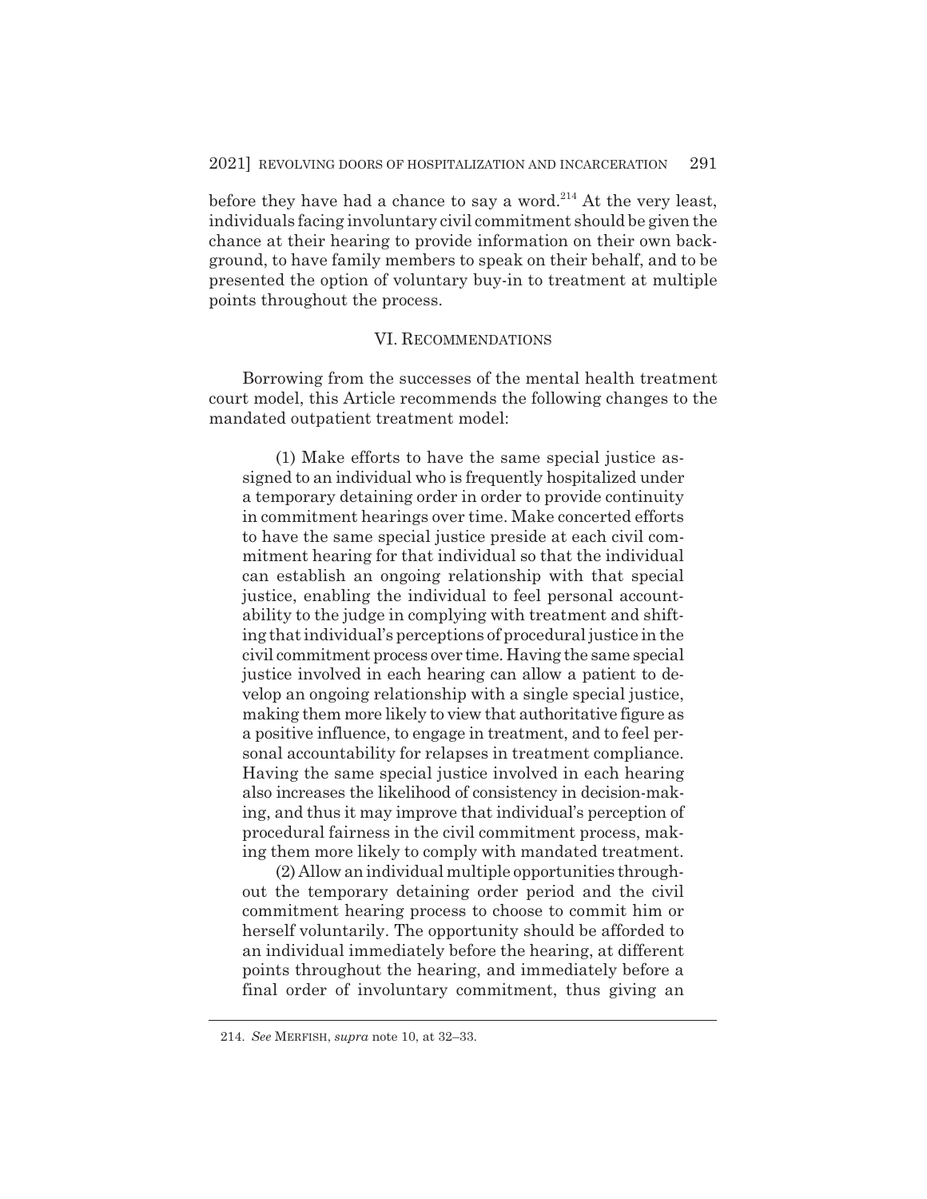before they have had a chance to say a word.[214] At the very least, individuals facing involuntary civil commitment should be given the chance at their hearing to provide information on their own background, to have family members to speak on their behalf, and to be presented the option of voluntary buy-in to treatment at multiple points throughout the process.

## VI. Recommendations

Borrowing from the successes of the mental health treatment court model, this Article recommends the following changes to the mandated outpatient treatment model:

(1) Make efforts to have the same special justice assigned to an individual who is frequently hospitalized under a temporary detaining order in order to provide continuity in commitment hearings over time. Make concerted efforts to have the same special justice preside at each civil commitment hearing for that individual so that the individual can establish an ongoing relationship with that special justice, enabling the individual to feel personal accountability to the judge in complying with treatment and shifting that individual's perceptions of procedural justice in the civil commitment process over time. Having the same special justice involved in each hearing can allow a patient to develop an ongoing relationship with a single special justice, making them more likely to view that authoritative figure as a positive influence, to engage in treatment, and to feel personal accountability for relapses in treatment compliance. Having the same special justice involved in each hearing also increases the likelihood of consistency in decision-making, and thus it may improve that individual's perception of procedural fairness in the civil commitment process, making them more likely to comply with mandated treatment.

(2) Allow an individual multiple opportunities throughout the temporary detaining order period and the civil commitment hearing process to choose to commit him or herself voluntarily. The opportunity should be afforded to an individual immediately before the hearing, at different points throughout the hearing, and immediately before a final order of involuntary commitment, thus giving an

---

214. *See* Merfish, *supra* note 10, at 32–33.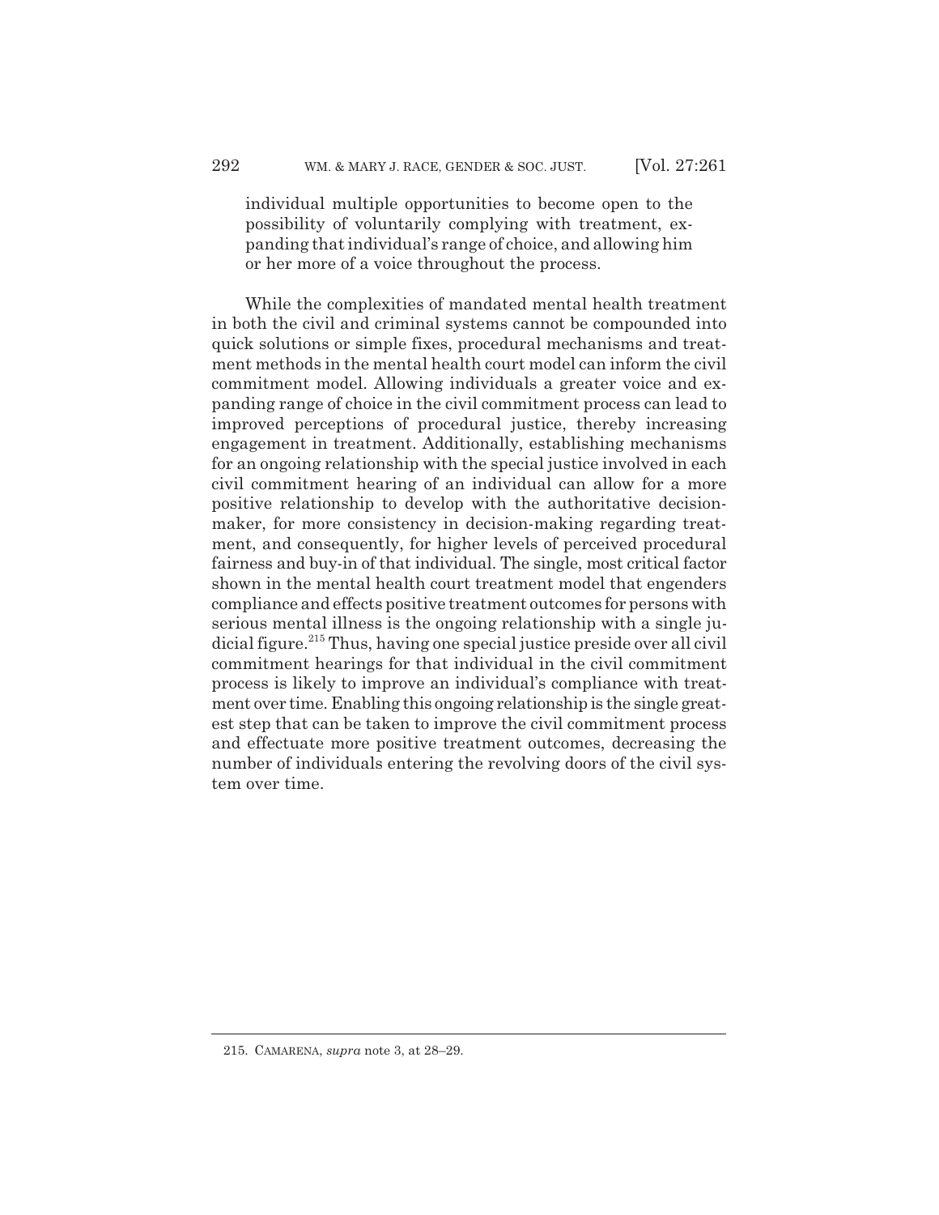individual multiple opportunities to become open to the possibility of voluntarily complying with treatment, expanding that individual's range of choice, and allowing him or her more of a voice throughout the process.

While the complexities of mandated mental health treatment in both the civil and criminal systems cannot be compounded into quick solutions or simple fixes, procedural mechanisms and treatment methods in the mental health court model can inform the civil commitment model. Allowing individuals a greater voice and expanding range of choice in the civil commitment process can lead to improved perceptions of procedural justice, thereby increasing engagement in treatment. Additionally, establishing mechanisms for an ongoing relationship with the special justice involved in each civil commitment hearing of an individual can allow for a more positive relationship to develop with the authoritative decision-maker, for more consistency in decision-making regarding treatment, and consequently, for higher levels of perceived procedural fairness and buy-in of that individual. The single, most critical factor shown in the mental health court treatment model that engenders compliance and effects positive treatment outcomes for persons with serious mental illness is the ongoing relationship with a single judicial figure.[215] Thus, having one special justice preside over all civil commitment hearings for that individual in the civil commitment process is likely to improve an individual's compliance with treatment over time. Enabling this ongoing relationship is the single greatest step that can be taken to improve the civil commitment process and effectuate more positive treatment outcomes, decreasing the number of individuals entering the revolving doors of the civil system over time.

---

215. CAMARENA, *supra* note 3, at 28–29.